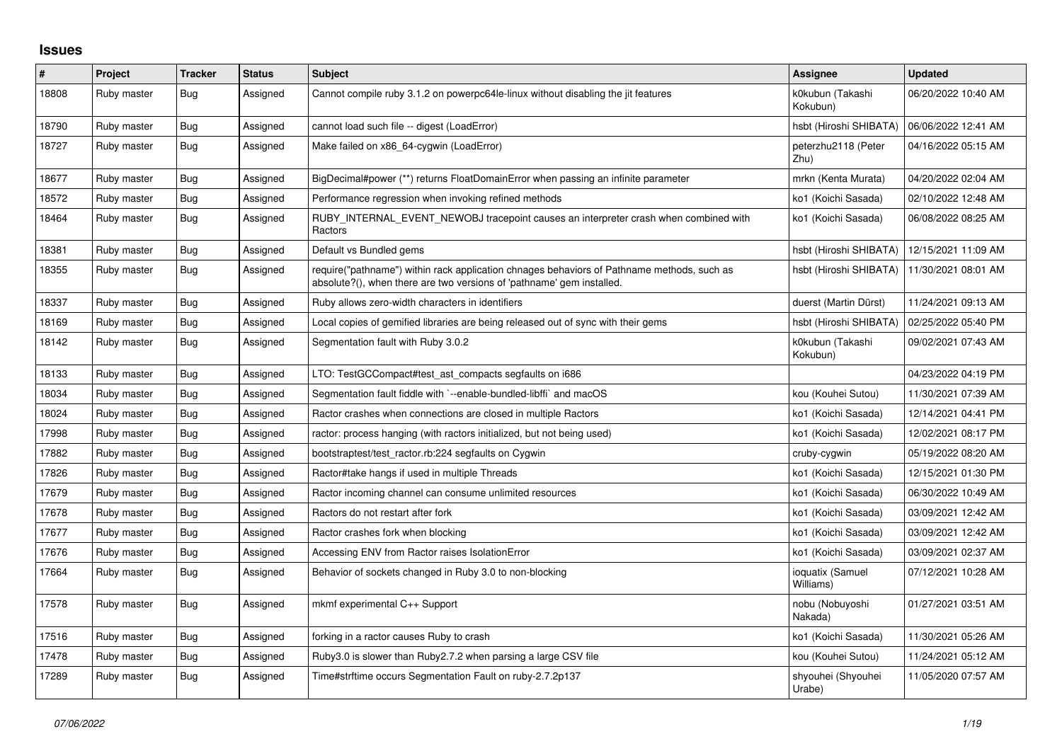# Issues

| # | Project | Tracker | Status | Subject | Assignee | Updated |
|---|---|---|---|---|---|---|
| 18808 | Ruby master | Bug | Assigned | Cannot compile ruby 3.1.2 on powerpc64le-linux without disabling the jit features | k0kubun (Takashi Kokubun) | 06/20/2022 10:40 AM |
| 18790 | Ruby master | Bug | Assigned | cannot load such file -- digest (LoadError) | hsbt (Hiroshi SHIBATA) | 06/06/2022 12:41 AM |
| 18727 | Ruby master | Bug | Assigned | Make failed on x86_64-cygwin (LoadError) | peterzhu2118 (Peter Zhu) | 04/16/2022 05:15 AM |
| 18677 | Ruby master | Bug | Assigned | BigDecimal#power (**) returns FloatDomainError when passing an infinite parameter | mrkn (Kenta Murata) | 04/20/2022 02:04 AM |
| 18572 | Ruby master | Bug | Assigned | Performance regression when invoking refined methods | ko1 (Koichi Sasada) | 02/10/2022 12:48 AM |
| 18464 | Ruby master | Bug | Assigned | RUBY_INTERNAL_EVENT_NEWOBJ tracepoint causes an interpreter crash when combined with Ractors | ko1 (Koichi Sasada) | 06/08/2022 08:25 AM |
| 18381 | Ruby master | Bug | Assigned | Default vs Bundled gems | hsbt (Hiroshi SHIBATA) | 12/15/2021 11:09 AM |
| 18355 | Ruby master | Bug | Assigned | require("pathname") within rack application chnages behaviors of Pathname methods, such as absolute?(), when there are two versions of 'pathname' gem installed. | hsbt (Hiroshi SHIBATA) | 11/30/2021 08:01 AM |
| 18337 | Ruby master | Bug | Assigned | Ruby allows zero-width characters in identifiers | duerst (Martin Dürst) | 11/24/2021 09:13 AM |
| 18169 | Ruby master | Bug | Assigned | Local copies of gemified libraries are being released out of sync with their gems | hsbt (Hiroshi SHIBATA) | 02/25/2022 05:40 PM |
| 18142 | Ruby master | Bug | Assigned | Segmentation fault with Ruby 3.0.2 | k0kubun (Takashi Kokubun) | 09/02/2021 07:43 AM |
| 18133 | Ruby master | Bug | Assigned | LTO: TestGCCompact#test_ast_compacts segfaults on i686 | | 04/23/2022 04:19 PM |
| 18034 | Ruby master | Bug | Assigned | Segmentation fault fiddle with `--enable-bundled-libffi` and macOS | kou (Kouhei Sutou) | 11/30/2021 07:39 AM |
| 18024 | Ruby master | Bug | Assigned | Ractor crashes when connections are closed in multiple Ractors | ko1 (Koichi Sasada) | 12/14/2021 04:41 PM |
| 17998 | Ruby master | Bug | Assigned | ractor: process hanging (with ractors initialized, but not being used) | ko1 (Koichi Sasada) | 12/02/2021 08:17 PM |
| 17882 | Ruby master | Bug | Assigned | bootstraptest/test_ractor.rb:224 segfaults on Cygwin | cruby-cygwin | 05/19/2022 08:20 AM |
| 17826 | Ruby master | Bug | Assigned | Ractor#take hangs if used in multiple Threads | ko1 (Koichi Sasada) | 12/15/2021 01:30 PM |
| 17679 | Ruby master | Bug | Assigned | Ractor incoming channel can consume unlimited resources | ko1 (Koichi Sasada) | 06/30/2022 10:49 AM |
| 17678 | Ruby master | Bug | Assigned | Ractors do not restart after fork | ko1 (Koichi Sasada) | 03/09/2021 12:42 AM |
| 17677 | Ruby master | Bug | Assigned | Ractor crashes fork when blocking | ko1 (Koichi Sasada) | 03/09/2021 12:42 AM |
| 17676 | Ruby master | Bug | Assigned | Accessing ENV from Ractor raises IsolationError | ko1 (Koichi Sasada) | 03/09/2021 02:37 AM |
| 17664 | Ruby master | Bug | Assigned | Behavior of sockets changed in Ruby 3.0 to non-blocking | ioquatix (Samuel Williams) | 07/12/2021 10:28 AM |
| 17578 | Ruby master | Bug | Assigned | mkmf experimental C++ Support | nobu (Nobuyoshi Nakada) | 01/27/2021 03:51 AM |
| 17516 | Ruby master | Bug | Assigned | forking in a ractor causes Ruby to crash | ko1 (Koichi Sasada) | 11/30/2021 05:26 AM |
| 17478 | Ruby master | Bug | Assigned | Ruby3.0 is slower than Ruby2.7.2 when parsing a large CSV file | kou (Kouhei Sutou) | 11/24/2021 05:12 AM |
| 17289 | Ruby master | Bug | Assigned | Time#strftime occurs Segmentation Fault on ruby-2.7.2p137 | shyouhei (Shyouhei Urabe) | 11/05/2020 07:57 AM |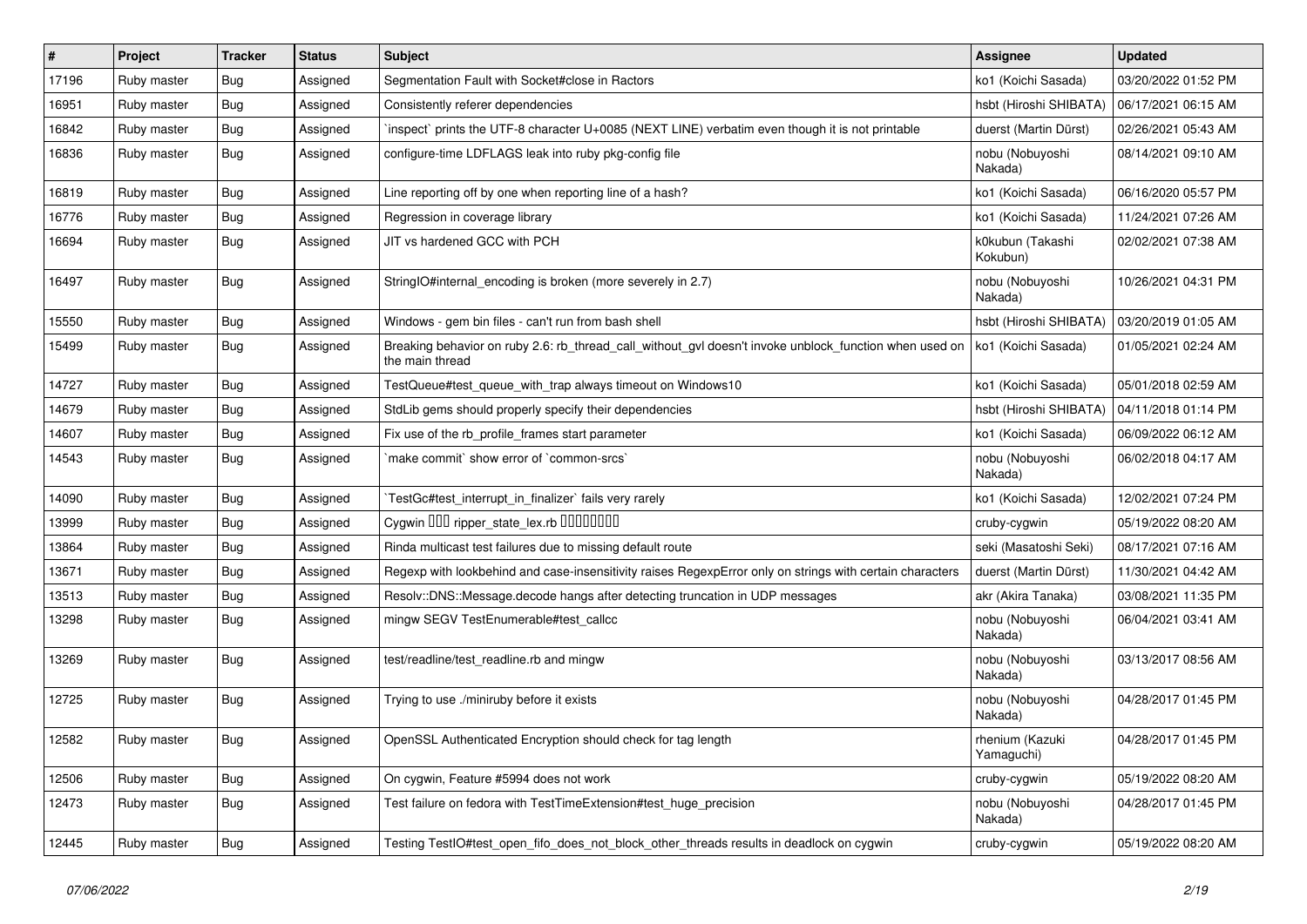| # | Project | Tracker | Status | Subject | Assignee | Updated |
|---|---|---|---|---|---|---|
| 17196 | Ruby master | Bug | Assigned | Segmentation Fault with Socket#close in Ractors | ko1 (Koichi Sasada) | 03/20/2022 01:52 PM |
| 16951 | Ruby master | Bug | Assigned | Consistently referer dependencies | hsbt (Hiroshi SHIBATA) | 06/17/2021 06:15 AM |
| 16842 | Ruby master | Bug | Assigned | `inspect` prints the UTF-8 character U+0085 (NEXT LINE) verbatim even though it is not printable | duerst (Martin Dürst) | 02/26/2021 05:43 AM |
| 16836 | Ruby master | Bug | Assigned | configure-time LDFLAGS leak into ruby pkg-config file | nobu (Nobuyoshi Nakada) | 08/14/2021 09:10 AM |
| 16819 | Ruby master | Bug | Assigned | Line reporting off by one when reporting line of a hash? | ko1 (Koichi Sasada) | 06/16/2020 05:57 PM |
| 16776 | Ruby master | Bug | Assigned | Regression in coverage library | ko1 (Koichi Sasada) | 11/24/2021 07:26 AM |
| 16694 | Ruby master | Bug | Assigned | JIT vs hardened GCC with PCH | k0kubun (Takashi Kokubun) | 02/02/2021 07:38 AM |
| 16497 | Ruby master | Bug | Assigned | StringIO#internal_encoding is broken (more severely in 2.7) | nobu (Nobuyoshi Nakada) | 10/26/2021 04:31 PM |
| 15550 | Ruby master | Bug | Assigned | Windows - gem bin files - can't run from bash shell | hsbt (Hiroshi SHIBATA) | 03/20/2019 01:05 AM |
| 15499 | Ruby master | Bug | Assigned | Breaking behavior on ruby 2.6: rb_thread_call_without_gvl doesn't invoke unblock_function when used on the main thread | ko1 (Koichi Sasada) | 01/05/2021 02:24 AM |
| 14727 | Ruby master | Bug | Assigned | TestQueue#test_queue_with_trap always timeout on Windows10 | ko1 (Koichi Sasada) | 05/01/2018 02:59 AM |
| 14679 | Ruby master | Bug | Assigned | StdLib gems should properly specify their dependencies | hsbt (Hiroshi SHIBATA) | 04/11/2018 01:14 PM |
| 14607 | Ruby master | Bug | Assigned | Fix use of the rb_profile_frames start parameter | ko1 (Koichi Sasada) | 06/09/2022 06:12 AM |
| 14543 | Ruby master | Bug | Assigned | `make commit` show error of `common-srcs` | nobu (Nobuyoshi Nakada) | 06/02/2018 04:17 AM |
| 14090 | Ruby master | Bug | Assigned | `TestGc#test_interrupt_in_finalizer` fails very rarely | ko1 (Koichi Sasada) | 12/02/2021 07:24 PM |
| 13999 | Ruby master | Bug | Assigned | Cygwin ��� ripper_state_lex.rb �������� | cruby-cygwin | 05/19/2022 08:20 AM |
| 13864 | Ruby master | Bug | Assigned | Rinda multicast test failures due to missing default route | seki (Masatoshi Seki) | 08/17/2021 07:16 AM |
| 13671 | Ruby master | Bug | Assigned | Regexp with lookbehind and case-insensitivity raises RegexpError only on strings with certain characters | duerst (Martin Dürst) | 11/30/2021 04:42 AM |
| 13513 | Ruby master | Bug | Assigned | Resolv::DNS::Message.decode hangs after detecting truncation in UDP messages | akr (Akira Tanaka) | 03/08/2021 11:35 PM |
| 13298 | Ruby master | Bug | Assigned | mingw SEGV TestEnumerable#test_callcc | nobu (Nobuyoshi Nakada) | 06/04/2021 03:41 AM |
| 13269 | Ruby master | Bug | Assigned | test/readline/test_readline.rb and mingw | nobu (Nobuyoshi Nakada) | 03/13/2017 08:56 AM |
| 12725 | Ruby master | Bug | Assigned | Trying to use ./miniruby before it exists | nobu (Nobuyoshi Nakada) | 04/28/2017 01:45 PM |
| 12582 | Ruby master | Bug | Assigned | OpenSSL Authenticated Encryption should check for tag length | rhenium (Kazuki Yamaguchi) | 04/28/2017 01:45 PM |
| 12506 | Ruby master | Bug | Assigned | On cygwin, Feature #5994 does not work | cruby-cygwin | 05/19/2022 08:20 AM |
| 12473 | Ruby master | Bug | Assigned | Test failure on fedora with TestTimeExtension#test_huge_precision | nobu (Nobuyoshi Nakada) | 04/28/2017 01:45 PM |
| 12445 | Ruby master | Bug | Assigned | Testing TestIO#test_open_fifo_does_not_block_other_threads results in deadlock on cygwin | cruby-cygwin | 05/19/2022 08:20 AM |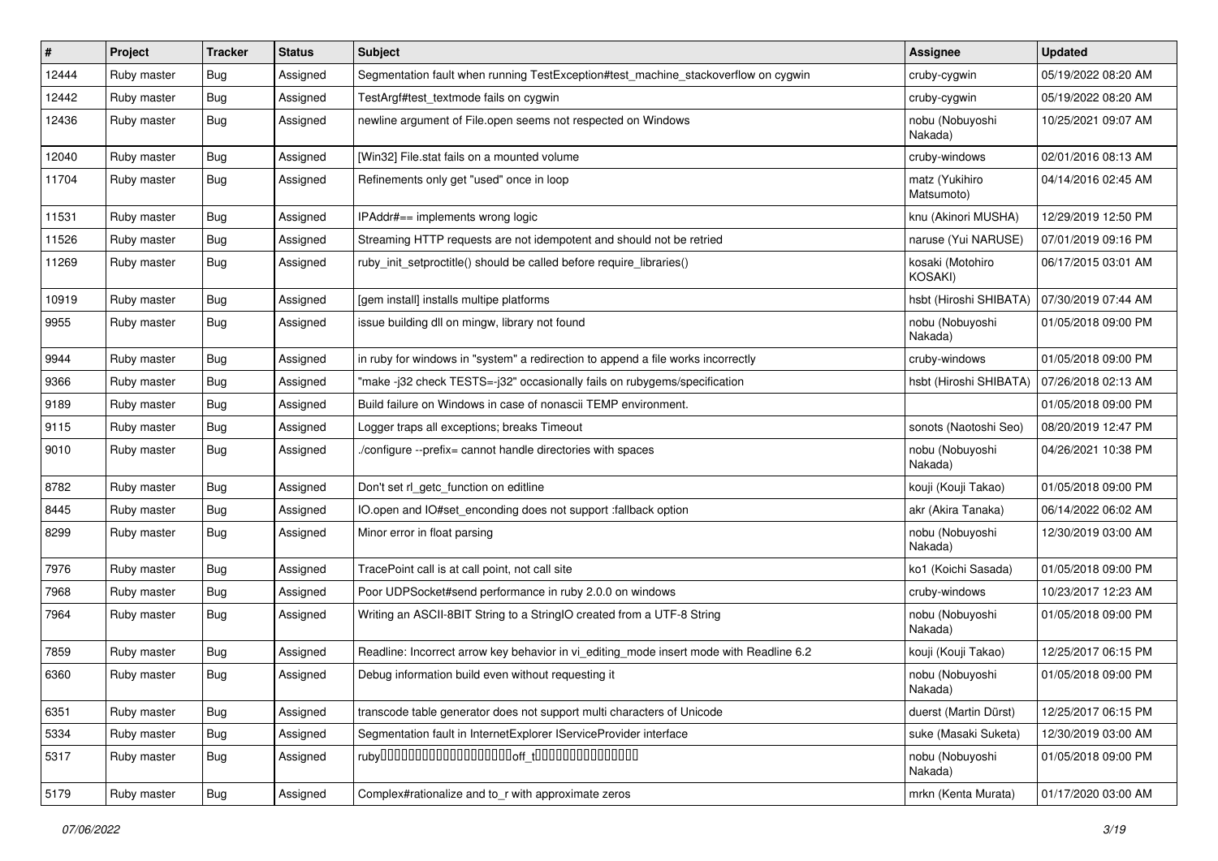| # | Project | Tracker | Status | Subject | Assignee | Updated |
|---|---|---|---|---|---|---|
| 12444 | Ruby master | Bug | Assigned | Segmentation fault when running TestException#test_machine_stackoverflow on cygwin | cruby-cygwin | 05/19/2022 08:20 AM |
| 12442 | Ruby master | Bug | Assigned | TestArgf#test_textmode fails on cygwin | cruby-cygwin | 05/19/2022 08:20 AM |
| 12436 | Ruby master | Bug | Assigned | newline argument of File.open seems not respected on Windows | nobu (Nobuyoshi Nakada) | 10/25/2021 09:07 AM |
| 12040 | Ruby master | Bug | Assigned | [Win32] File.stat fails on a mounted volume | cruby-windows | 02/01/2016 08:13 AM |
| 11704 | Ruby master | Bug | Assigned | Refinements only get "used" once in loop | matz (Yukihiro Matsumoto) | 04/14/2016 02:45 AM |
| 11531 | Ruby master | Bug | Assigned | IPAddr#== implements wrong logic | knu (Akinori MUSHA) | 12/29/2019 12:50 PM |
| 11526 | Ruby master | Bug | Assigned | Streaming HTTP requests are not idempotent and should not be retried | naruse (Yui NARUSE) | 07/01/2019 09:16 PM |
| 11269 | Ruby master | Bug | Assigned | ruby_init_setproctitle() should be called before require_libraries() | kosaki (Motohiro KOSAKI) | 06/17/2015 03:01 AM |
| 10919 | Ruby master | Bug | Assigned | [gem install] installs multipe platforms | hsbt (Hiroshi SHIBATA) | 07/30/2019 07:44 AM |
| 9955 | Ruby master | Bug | Assigned | issue building dll on mingw, library not found | nobu (Nobuyoshi Nakada) | 01/05/2018 09:00 PM |
| 9944 | Ruby master | Bug | Assigned | in ruby for windows in "system" a redirection to append a file works incorrectly | cruby-windows | 01/05/2018 09:00 PM |
| 9366 | Ruby master | Bug | Assigned | "make -j32 check TESTS=-j32" occasionally fails on rubygems/specification | hsbt (Hiroshi SHIBATA) | 07/26/2018 02:13 AM |
| 9189 | Ruby master | Bug | Assigned | Build failure on Windows in case of nonascii TEMP environment. | | 01/05/2018 09:00 PM |
| 9115 | Ruby master | Bug | Assigned | Logger traps all exceptions; breaks Timeout | sonots (Naotoshi Seo) | 08/20/2019 12:47 PM |
| 9010 | Ruby master | Bug | Assigned | ./configure --prefix= cannot handle directories with spaces | nobu (Nobuyoshi Nakada) | 04/26/2021 10:38 PM |
| 8782 | Ruby master | Bug | Assigned | Don't set rl_getc_function on editline | kouji (Kouji Takao) | 01/05/2018 09:00 PM |
| 8445 | Ruby master | Bug | Assigned | IO.open and IO#set_enconding does not support :fallback option | akr (Akira Tanaka) | 06/14/2022 06:02 AM |
| 8299 | Ruby master | Bug | Assigned | Minor error in float parsing | nobu (Nobuyoshi Nakada) | 12/30/2019 03:00 AM |
| 7976 | Ruby master | Bug | Assigned | TracePoint call is at call point, not call site | ko1 (Koichi Sasada) | 01/05/2018 09:00 PM |
| 7968 | Ruby master | Bug | Assigned | Poor UDPSocket#send performance in ruby 2.0.0 on windows | cruby-windows | 10/23/2017 12:23 AM |
| 7964 | Ruby master | Bug | Assigned | Writing an ASCII-8BIT String to a StringIO created from a UTF-8 String | nobu (Nobuyoshi Nakada) | 01/05/2018 09:00 PM |
| 7859 | Ruby master | Bug | Assigned | Readline: Incorrect arrow key behavior in vi_editing_mode insert mode with Readline 6.2 | kouji (Kouji Takao) | 12/25/2017 06:15 PM |
| 6360 | Ruby master | Bug | Assigned | Debug information build even without requesting it | nobu (Nobuyoshi Nakada) | 01/05/2018 09:00 PM |
| 6351 | Ruby master | Bug | Assigned | transcode table generator does not support multi characters of Unicode | duerst (Martin Dürst) | 12/25/2017 06:15 PM |
| 5334 | Ruby master | Bug | Assigned | Segmentation fault in InternetExplorer IServiceProvider interface | suke (Masaki Suketa) | 12/30/2019 03:00 AM |
| 5317 | Ruby master | Bug | Assigned | ruby□□□□□□□□□□□□□□□□□□□□off_t□□□□□□□□□□□□□□□ | nobu (Nobuyoshi Nakada) | 01/05/2018 09:00 PM |
| 5179 | Ruby master | Bug | Assigned | Complex#rationalize and to_r with approximate zeros | mrkn (Kenta Murata) | 01/17/2020 03:00 AM |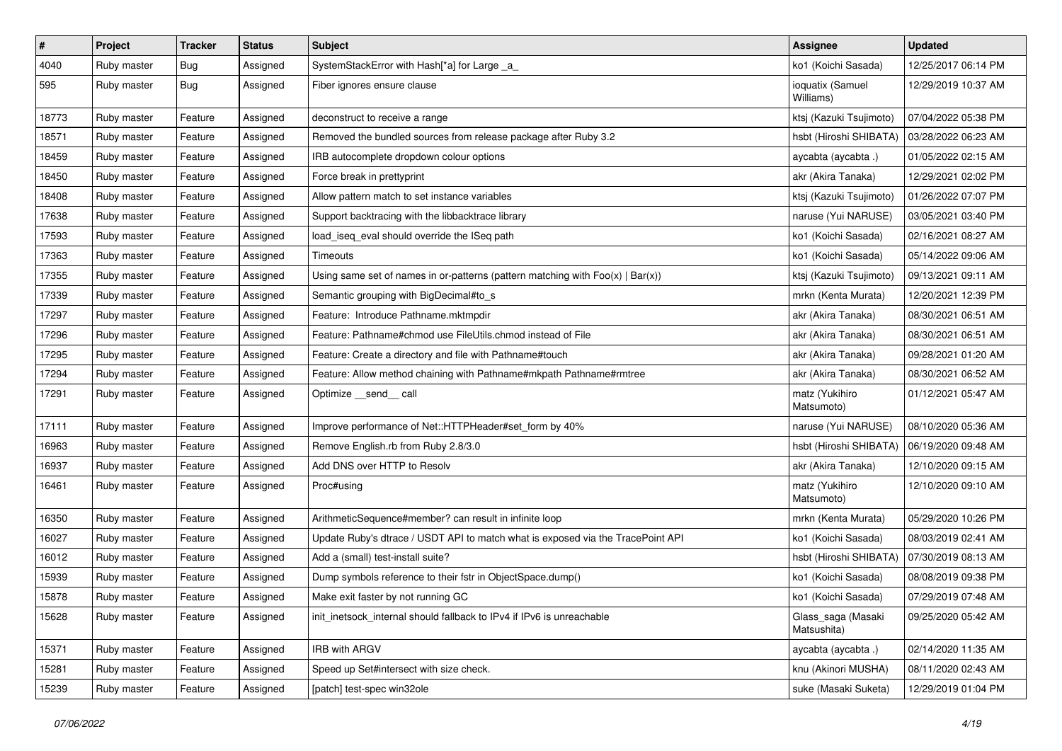| # | Project | Tracker | Status | Subject | Assignee | Updated |
|---|---|---|---|---|---|---|
| 4040 | Ruby master | Bug | Assigned | SystemStackError with Hash[*a] for Large _a_ | ko1 (Koichi Sasada) | 12/25/2017 06:14 PM |
| 595 | Ruby master | Bug | Assigned | Fiber ignores ensure clause | ioquatix (Samuel Williams) | 12/29/2019 10:37 AM |
| 18773 | Ruby master | Feature | Assigned | deconstruct to receive a range | ktsj (Kazuki Tsujimoto) | 07/04/2022 05:38 PM |
| 18571 | Ruby master | Feature | Assigned | Removed the bundled sources from release package after Ruby 3.2 | hsbt (Hiroshi SHIBATA) | 03/28/2022 06:23 AM |
| 18459 | Ruby master | Feature | Assigned | IRB autocomplete dropdown colour options | aycabta (aycabta .) | 01/05/2022 02:15 AM |
| 18450 | Ruby master | Feature | Assigned | Force break in prettyprint | akr (Akira Tanaka) | 12/29/2021 02:02 PM |
| 18408 | Ruby master | Feature | Assigned | Allow pattern match to set instance variables | ktsj (Kazuki Tsujimoto) | 01/26/2022 07:07 PM |
| 17638 | Ruby master | Feature | Assigned | Support backtracing with the libbacktrace library | naruse (Yui NARUSE) | 03/05/2021 03:40 PM |
| 17593 | Ruby master | Feature | Assigned | load_iseq_eval should override the ISeq path | ko1 (Koichi Sasada) | 02/16/2021 08:27 AM |
| 17363 | Ruby master | Feature | Assigned | Timeouts | ko1 (Koichi Sasada) | 05/14/2022 09:06 AM |
| 17355 | Ruby master | Feature | Assigned | Using same set of names in or-patterns (pattern matching with Foo(x) \| Bar(x)) | ktsj (Kazuki Tsujimoto) | 09/13/2021 09:11 AM |
| 17339 | Ruby master | Feature | Assigned | Semantic grouping with BigDecimal#to_s | mrkn (Kenta Murata) | 12/20/2021 12:39 PM |
| 17297 | Ruby master | Feature | Assigned | Feature: Introduce Pathname.mktmpdir | akr (Akira Tanaka) | 08/30/2021 06:51 AM |
| 17296 | Ruby master | Feature | Assigned | Feature: Pathname#chmod use FileUtils.chmod instead of File | akr (Akira Tanaka) | 08/30/2021 06:51 AM |
| 17295 | Ruby master | Feature | Assigned | Feature: Create a directory and file with Pathname#touch | akr (Akira Tanaka) | 09/28/2021 01:20 AM |
| 17294 | Ruby master | Feature | Assigned | Feature: Allow method chaining with Pathname#mkpath Pathname#rmtree | akr (Akira Tanaka) | 08/30/2021 06:52 AM |
| 17291 | Ruby master | Feature | Assigned | Optimize __send__ call | matz (Yukihiro Matsumoto) | 01/12/2021 05:47 AM |
| 17111 | Ruby master | Feature | Assigned | Improve performance of Net::HTTPHeader#set_form by 40% | naruse (Yui NARUSE) | 08/10/2020 05:36 AM |
| 16963 | Ruby master | Feature | Assigned | Remove English.rb from Ruby 2.8/3.0 | hsbt (Hiroshi SHIBATA) | 06/19/2020 09:48 AM |
| 16937 | Ruby master | Feature | Assigned | Add DNS over HTTP to Resolv | akr (Akira Tanaka) | 12/10/2020 09:15 AM |
| 16461 | Ruby master | Feature | Assigned | Proc#using | matz (Yukihiro Matsumoto) | 12/10/2020 09:10 AM |
| 16350 | Ruby master | Feature | Assigned | ArithmeticSequence#member? can result in infinite loop | mrkn (Kenta Murata) | 05/29/2020 10:26 PM |
| 16027 | Ruby master | Feature | Assigned | Update Ruby's dtrace / USDT API to match what is exposed via the TracePoint API | ko1 (Koichi Sasada) | 08/03/2019 02:41 AM |
| 16012 | Ruby master | Feature | Assigned | Add a (small) test-install suite? | hsbt (Hiroshi SHIBATA) | 07/30/2019 08:13 AM |
| 15939 | Ruby master | Feature | Assigned | Dump symbols reference to their fstr in ObjectSpace.dump() | ko1 (Koichi Sasada) | 08/08/2019 09:38 PM |
| 15878 | Ruby master | Feature | Assigned | Make exit faster by not running GC | ko1 (Koichi Sasada) | 07/29/2019 07:48 AM |
| 15628 | Ruby master | Feature | Assigned | init_inetsock_internal should fallback to IPv4 if IPv6 is unreachable | Glass_saga (Masaki Matsushita) | 09/25/2020 05:42 AM |
| 15371 | Ruby master | Feature | Assigned | IRB with ARGV | aycabta (aycabta .) | 02/14/2020 11:35 AM |
| 15281 | Ruby master | Feature | Assigned | Speed up Set#intersect with size check. | knu (Akinori MUSHA) | 08/11/2020 02:43 AM |
| 15239 | Ruby master | Feature | Assigned | [patch] test-spec win32ole | suke (Masaki Suketa) | 12/29/2019 01:04 PM |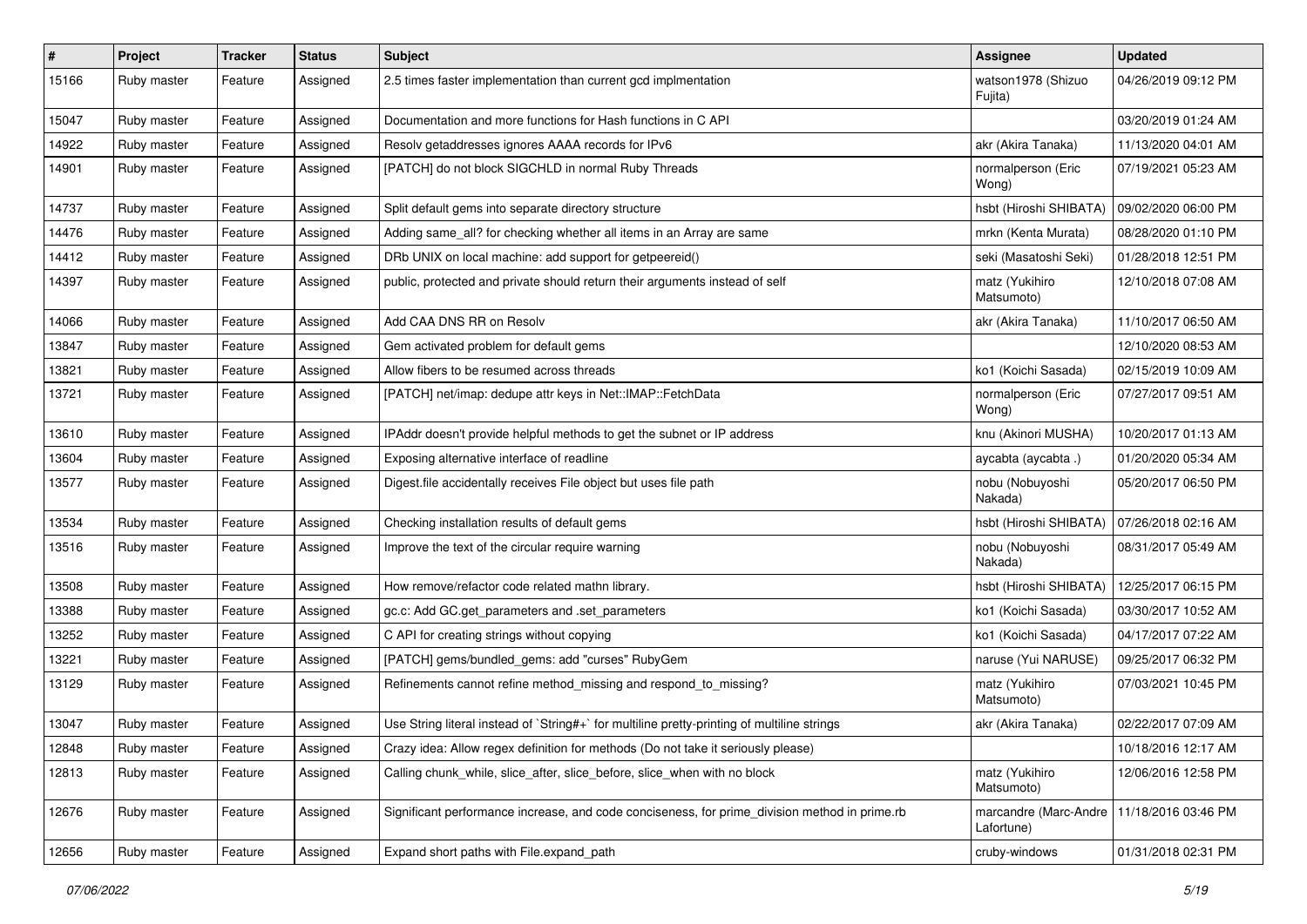| # | Project | Tracker | Status | Subject | Assignee | Updated |
|---|---|---|---|---|---|---|
| 15166 | Ruby master | Feature | Assigned | 2.5 times faster implementation than current gcd implmentation | watson1978 (Shizuo Fujita) | 04/26/2019 09:12 PM |
| 15047 | Ruby master | Feature | Assigned | Documentation and more functions for Hash functions in C API | | 03/20/2019 01:24 AM |
| 14922 | Ruby master | Feature | Assigned | Resolv getaddresses ignores AAAA records for IPv6 | akr (Akira Tanaka) | 11/13/2020 04:01 AM |
| 14901 | Ruby master | Feature | Assigned | [PATCH] do not block SIGCHLD in normal Ruby Threads | normalperson (Eric Wong) | 07/19/2021 05:23 AM |
| 14737 | Ruby master | Feature | Assigned | Split default gems into separate directory structure | hsbt (Hiroshi SHIBATA) | 09/02/2020 06:00 PM |
| 14476 | Ruby master | Feature | Assigned | Adding same_all? for checking whether all items in an Array are same | mrkn (Kenta Murata) | 08/28/2020 01:10 PM |
| 14412 | Ruby master | Feature | Assigned | DRb UNIX on local machine: add support for getpeereid() | seki (Masatoshi Seki) | 01/28/2018 12:51 PM |
| 14397 | Ruby master | Feature | Assigned | public, protected and private should return their arguments instead of self | matz (Yukihiro Matsumoto) | 12/10/2018 07:08 AM |
| 14066 | Ruby master | Feature | Assigned | Add CAA DNS RR on Resolv | akr (Akira Tanaka) | 11/10/2017 06:50 AM |
| 13847 | Ruby master | Feature | Assigned | Gem activated problem for default gems | | 12/10/2020 08:53 AM |
| 13821 | Ruby master | Feature | Assigned | Allow fibers to be resumed across threads | ko1 (Koichi Sasada) | 02/15/2019 10:09 AM |
| 13721 | Ruby master | Feature | Assigned | [PATCH] net/imap: dedupe attr keys in Net::IMAP::FetchData | normalperson (Eric Wong) | 07/27/2017 09:51 AM |
| 13610 | Ruby master | Feature | Assigned | IPAddr doesn't provide helpful methods to get the subnet or IP address | knu (Akinori MUSHA) | 10/20/2017 01:13 AM |
| 13604 | Ruby master | Feature | Assigned | Exposing alternative interface of readline | aycabta (aycabta .) | 01/20/2020 05:34 AM |
| 13577 | Ruby master | Feature | Assigned | Digest.file accidentally receives File object but uses file path | nobu (Nobuyoshi Nakada) | 05/20/2017 06:50 PM |
| 13534 | Ruby master | Feature | Assigned | Checking installation results of default gems | hsbt (Hiroshi SHIBATA) | 07/26/2018 02:16 AM |
| 13516 | Ruby master | Feature | Assigned | Improve the text of the circular require warning | nobu (Nobuyoshi Nakada) | 08/31/2017 05:49 AM |
| 13508 | Ruby master | Feature | Assigned | How remove/refactor code related mathn library. | hsbt (Hiroshi SHIBATA) | 12/25/2017 06:15 PM |
| 13388 | Ruby master | Feature | Assigned | gc.c: Add GC.get_parameters and .set_parameters | ko1 (Koichi Sasada) | 03/30/2017 10:52 AM |
| 13252 | Ruby master | Feature | Assigned | C API for creating strings without copying | ko1 (Koichi Sasada) | 04/17/2017 07:22 AM |
| 13221 | Ruby master | Feature | Assigned | [PATCH] gems/bundled_gems: add "curses" RubyGem | naruse (Yui NARUSE) | 09/25/2017 06:32 PM |
| 13129 | Ruby master | Feature | Assigned | Refinements cannot refine method_missing and respond_to_missing? | matz (Yukihiro Matsumoto) | 07/03/2021 10:45 PM |
| 13047 | Ruby master | Feature | Assigned | Use String literal instead of `String#+` for multiline pretty-printing of multiline strings | akr (Akira Tanaka) | 02/22/2017 07:09 AM |
| 12848 | Ruby master | Feature | Assigned | Crazy idea: Allow regex definition for methods (Do not take it seriously please) | | 10/18/2016 12:17 AM |
| 12813 | Ruby master | Feature | Assigned | Calling chunk_while, slice_after, slice_before, slice_when with no block | matz (Yukihiro Matsumoto) | 12/06/2016 12:58 PM |
| 12676 | Ruby master | Feature | Assigned | Significant performance increase, and code conciseness, for prime_division method in prime.rb | marcandre (Marc-Andre Lafortune) | 11/18/2016 03:46 PM |
| 12656 | Ruby master | Feature | Assigned | Expand short paths with File.expand_path | cruby-windows | 01/31/2018 02:31 PM |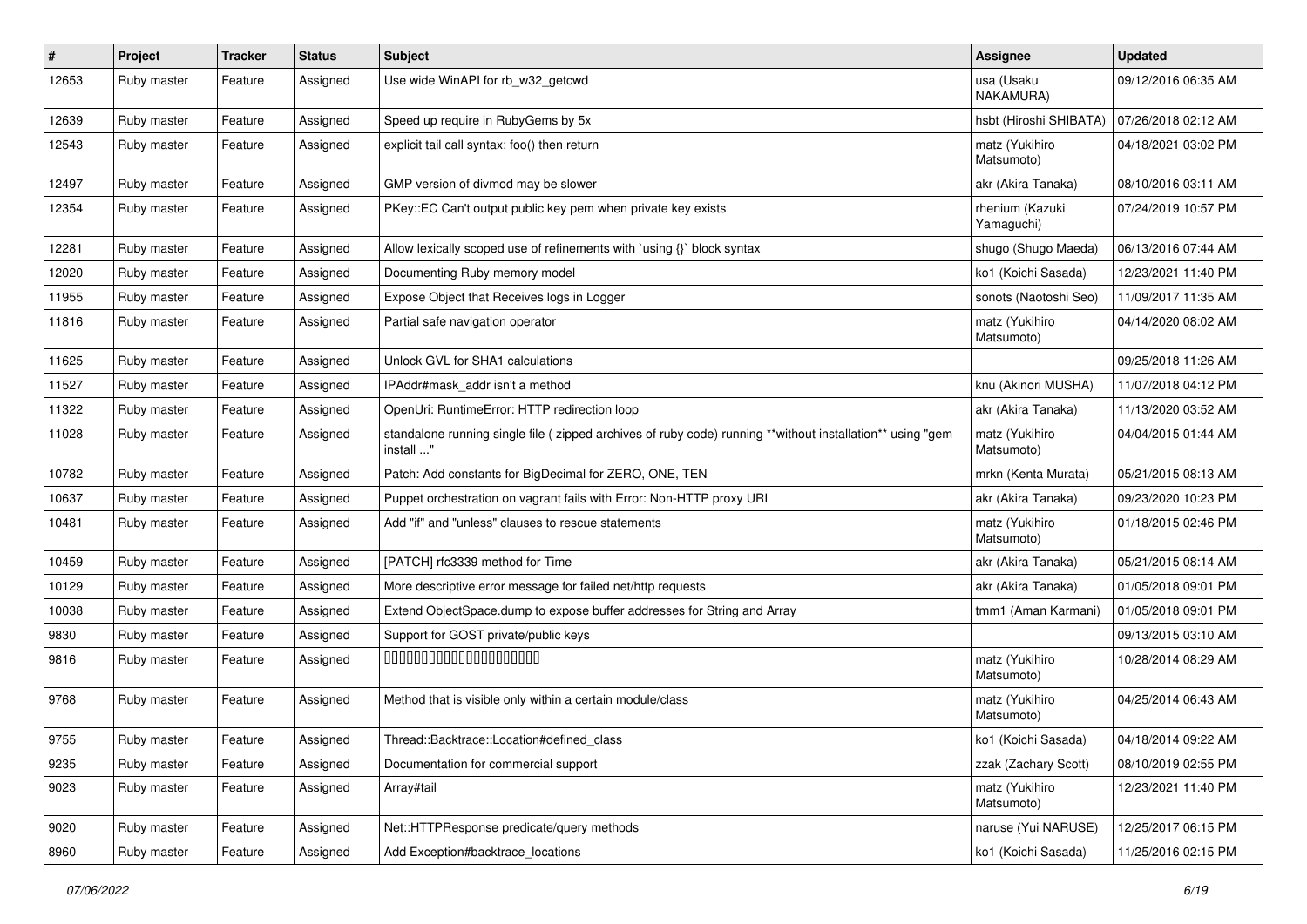| # | Project | Tracker | Status | Subject | Assignee | Updated |
|---|---|---|---|---|---|---|
| 12653 | Ruby master | Feature | Assigned | Use wide WinAPI for rb_w32_getcwd | usa (Usaku NAKAMURA) | 09/12/2016 06:35 AM |
| 12639 | Ruby master | Feature | Assigned | Speed up require in RubyGems by 5x | hsbt (Hiroshi SHIBATA) | 07/26/2018 02:12 AM |
| 12543 | Ruby master | Feature | Assigned | explicit tail call syntax: foo() then return | matz (Yukihiro Matsumoto) | 04/18/2021 03:02 PM |
| 12497 | Ruby master | Feature | Assigned | GMP version of divmod may be slower | akr (Akira Tanaka) | 08/10/2016 03:11 AM |
| 12354 | Ruby master | Feature | Assigned | PKey::EC Can't output public key pem when private key exists | rhenium (Kazuki Yamaguchi) | 07/24/2019 10:57 PM |
| 12281 | Ruby master | Feature | Assigned | Allow lexically scoped use of refinements with `using {}` block syntax | shugo (Shugo Maeda) | 06/13/2016 07:44 AM |
| 12020 | Ruby master | Feature | Assigned | Documenting Ruby memory model | ko1 (Koichi Sasada) | 12/23/2021 11:40 PM |
| 11955 | Ruby master | Feature | Assigned | Expose Object that Receives logs in Logger | sonots (Naotoshi Seo) | 11/09/2017 11:35 AM |
| 11816 | Ruby master | Feature | Assigned | Partial safe navigation operator | matz (Yukihiro Matsumoto) | 04/14/2020 08:02 AM |
| 11625 | Ruby master | Feature | Assigned | Unlock GVL for SHA1 calculations | | 09/25/2018 11:26 AM |
| 11527 | Ruby master | Feature | Assigned | IPAddr#mask_addr isn't a method | knu (Akinori MUSHA) | 11/07/2018 04:12 PM |
| 11322 | Ruby master | Feature | Assigned | OpenUri: RuntimeError: HTTP redirection loop | akr (Akira Tanaka) | 11/13/2020 03:52 AM |
| 11028 | Ruby master | Feature | Assigned | standalone running single file ( zipped archives of ruby code) running **without installation** using "gem install ..." | matz (Yukihiro Matsumoto) | 04/04/2015 01:44 AM |
| 10782 | Ruby master | Feature | Assigned | Patch: Add constants for BigDecimal for ZERO, ONE, TEN | mrkn (Kenta Murata) | 05/21/2015 08:13 AM |
| 10637 | Ruby master | Feature | Assigned | Puppet orchestration on vagrant fails with Error: Non-HTTP proxy URI | akr (Akira Tanaka) | 09/23/2020 10:23 PM |
| 10481 | Ruby master | Feature | Assigned | Add "if" and "unless" clauses to rescue statements | matz (Yukihiro Matsumoto) | 01/18/2015 02:46 PM |
| 10459 | Ruby master | Feature | Assigned | [PATCH] rfc3339 method for Time | akr (Akira Tanaka) | 05/21/2015 08:14 AM |
| 10129 | Ruby master | Feature | Assigned | More descriptive error message for failed net/http requests | akr (Akira Tanaka) | 01/05/2018 09:01 PM |
| 10038 | Ruby master | Feature | Assigned | Extend ObjectSpace.dump to expose buffer addresses for String and Array | tmm1 (Aman Karmani) | 01/05/2018 09:01 PM |
| 9830 | Ruby master | Feature | Assigned | Support for GOST private/public keys | | 09/13/2015 03:10 AM |
| 9816 | Ruby master | Feature | Assigned | □□□□□□□□□□□□□□□□□□□□□□ | matz (Yukihiro Matsumoto) | 10/28/2014 08:29 AM |
| 9768 | Ruby master | Feature | Assigned | Method that is visible only within a certain module/class | matz (Yukihiro Matsumoto) | 04/25/2014 06:43 AM |
| 9755 | Ruby master | Feature | Assigned | Thread::Backtrace::Location#defined_class | ko1 (Koichi Sasada) | 04/18/2014 09:22 AM |
| 9235 | Ruby master | Feature | Assigned | Documentation for commercial support | zzak (Zachary Scott) | 08/10/2019 02:55 PM |
| 9023 | Ruby master | Feature | Assigned | Array#tail | matz (Yukihiro Matsumoto) | 12/23/2021 11:40 PM |
| 9020 | Ruby master | Feature | Assigned | Net::HTTPResponse predicate/query methods | naruse (Yui NARUSE) | 12/25/2017 06:15 PM |
| 8960 | Ruby master | Feature | Assigned | Add Exception#backtrace_locations | ko1 (Koichi Sasada) | 11/25/2016 02:15 PM |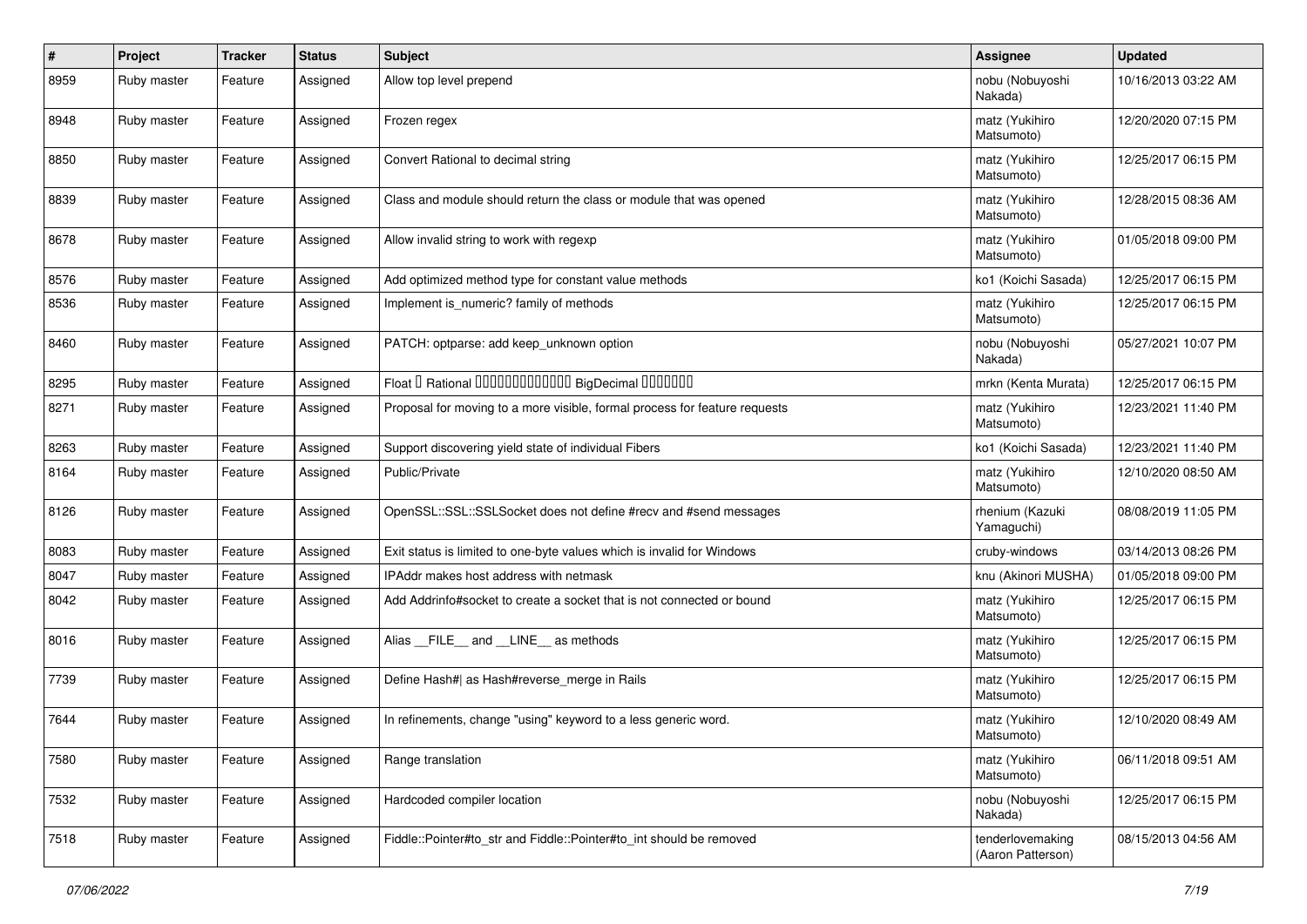| # | Project | Tracker | Status | Subject | Assignee | Updated |
|---|---|---|---|---|---|---|
| 8959 | Ruby master | Feature | Assigned | Allow top level prepend | nobu (Nobuyoshi Nakada) | 10/16/2013 03:22 AM |
| 8948 | Ruby master | Feature | Assigned | Frozen regex | matz (Yukihiro Matsumoto) | 12/20/2020 07:15 PM |
| 8850 | Ruby master | Feature | Assigned | Convert Rational to decimal string | matz (Yukihiro Matsumoto) | 12/25/2017 06:15 PM |
| 8839 | Ruby master | Feature | Assigned | Class and module should return the class or module that was opened | matz (Yukihiro Matsumoto) | 12/28/2015 08:36 AM |
| 8678 | Ruby master | Feature | Assigned | Allow invalid string to work with regexp | matz (Yukihiro Matsumoto) | 01/05/2018 09:00 PM |
| 8576 | Ruby master | Feature | Assigned | Add optimized method type for constant value methods | ko1 (Koichi Sasada) | 12/25/2017 06:15 PM |
| 8536 | Ruby master | Feature | Assigned | Implement is_numeric? family of methods | matz (Yukihiro Matsumoto) | 12/25/2017 06:15 PM |
| 8460 | Ruby master | Feature | Assigned | PATCH: optparse: add keep_unknown option | nobu (Nobuyoshi Nakada) | 05/27/2021 10:07 PM |
| 8295 | Ruby master | Feature | Assigned | Float や Rational から（可能であれば正確な） BigDecimal を生成する機能 | mrkn (Kenta Murata) | 12/25/2017 06:15 PM |
| 8271 | Ruby master | Feature | Assigned | Proposal for moving to a more visible, formal process for feature requests | matz (Yukihiro Matsumoto) | 12/23/2021 11:40 PM |
| 8263 | Ruby master | Feature | Assigned | Support discovering yield state of individual Fibers | ko1 (Koichi Sasada) | 12/23/2021 11:40 PM |
| 8164 | Ruby master | Feature | Assigned | Public/Private | matz (Yukihiro Matsumoto) | 12/10/2020 08:50 AM |
| 8126 | Ruby master | Feature | Assigned | OpenSSL::SSL::SSLSocket does not define #recv and #send messages | rhenium (Kazuki Yamaguchi) | 08/08/2019 11:05 PM |
| 8083 | Ruby master | Feature | Assigned | Exit status is limited to one-byte values which is invalid for Windows | cruby-windows | 03/14/2013 08:26 PM |
| 8047 | Ruby master | Feature | Assigned | IPAddr makes host address with netmask | knu (Akinori MUSHA) | 01/05/2018 09:00 PM |
| 8042 | Ruby master | Feature | Assigned | Add Addrinfo#socket to create a socket that is not connected or bound | matz (Yukihiro Matsumoto) | 12/25/2017 06:15 PM |
| 8016 | Ruby master | Feature | Assigned | Alias __FILE__ and __LINE__ as methods | matz (Yukihiro Matsumoto) | 12/25/2017 06:15 PM |
| 7739 | Ruby master | Feature | Assigned | Define Hash#\| as Hash#reverse_merge in Rails | matz (Yukihiro Matsumoto) | 12/25/2017 06:15 PM |
| 7644 | Ruby master | Feature | Assigned | In refinements, change "using" keyword to a less generic word. | matz (Yukihiro Matsumoto) | 12/10/2020 08:49 AM |
| 7580 | Ruby master | Feature | Assigned | Range translation | matz (Yukihiro Matsumoto) | 06/11/2018 09:51 AM |
| 7532 | Ruby master | Feature | Assigned | Hardcoded compiler location | nobu (Nobuyoshi Nakada) | 12/25/2017 06:15 PM |
| 7518 | Ruby master | Feature | Assigned | Fiddle::Pointer#to_str and Fiddle::Pointer#to_int should be removed | tenderlovemaking (Aaron Patterson) | 08/15/2013 04:56 AM |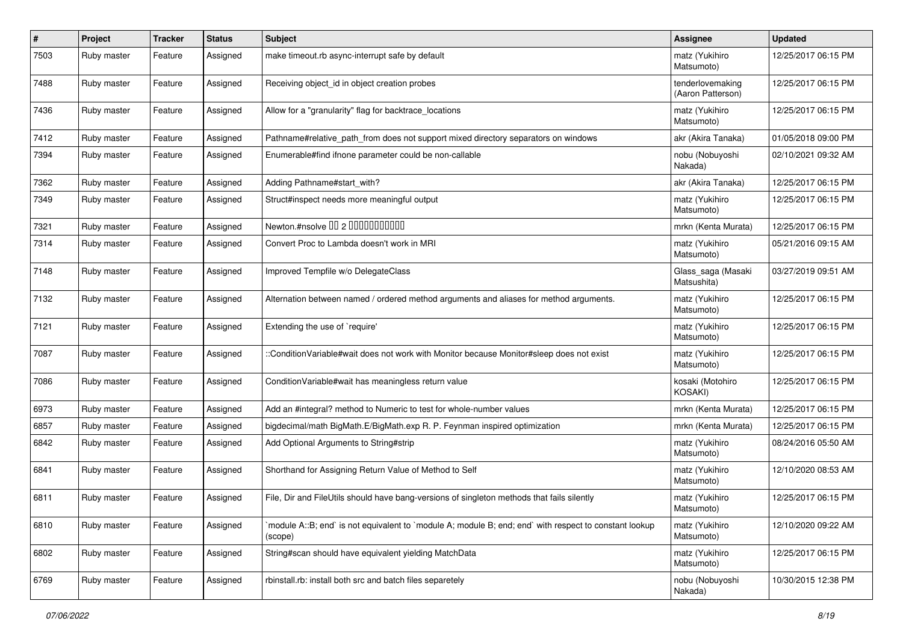| # | Project | Tracker | Status | Subject | Assignee | Updated |
|---|---|---|---|---|---|---|
| 7503 | Ruby master | Feature | Assigned | make timeout.rb async-interrupt safe by default | matz (Yukihiro Matsumoto) | 12/25/2017 06:15 PM |
| 7488 | Ruby master | Feature | Assigned | Receiving object_id in object creation probes | tenderlovemaking (Aaron Patterson) | 12/25/2017 06:15 PM |
| 7436 | Ruby master | Feature | Assigned | Allow for a "granularity" flag for backtrace_locations | matz (Yukihiro Matsumoto) | 12/25/2017 06:15 PM |
| 7412 | Ruby master | Feature | Assigned | Pathname#relative_path_from does not support mixed directory separators on windows | akr (Akira Tanaka) | 01/05/2018 09:00 PM |
| 7394 | Ruby master | Feature | Assigned | Enumerable#find ifnone parameter could be non-callable | nobu (Nobuyoshi Nakada) | 02/10/2021 09:32 AM |
| 7362 | Ruby master | Feature | Assigned | Adding Pathname#start_with? | akr (Akira Tanaka) | 12/25/2017 06:15 PM |
| 7349 | Ruby master | Feature | Assigned | Struct#inspect needs more meaningful output | matz (Yukihiro Matsumoto) | 12/25/2017 06:15 PM |
| 7321 | Ruby master | Feature | Assigned | Newton.#nsolve □□ 2 □□□□□□□□□□□ | mrkn (Kenta Murata) | 12/25/2017 06:15 PM |
| 7314 | Ruby master | Feature | Assigned | Convert Proc to Lambda doesn't work in MRI | matz (Yukihiro Matsumoto) | 05/21/2016 09:15 AM |
| 7148 | Ruby master | Feature | Assigned | Improved Tempfile w/o DelegateClass | Glass_saga (Masaki Matsushita) | 03/27/2019 09:51 AM |
| 7132 | Ruby master | Feature | Assigned | Alternation between named / ordered method arguments and aliases for method arguments. | matz (Yukihiro Matsumoto) | 12/25/2017 06:15 PM |
| 7121 | Ruby master | Feature | Assigned | Extending the use of `require' | matz (Yukihiro Matsumoto) | 12/25/2017 06:15 PM |
| 7087 | Ruby master | Feature | Assigned | ::ConditionVariable#wait does not work with Monitor because Monitor#sleep does not exist | matz (Yukihiro Matsumoto) | 12/25/2017 06:15 PM |
| 7086 | Ruby master | Feature | Assigned | ConditionVariable#wait has meaningless return value | kosaki (Motohiro KOSAKI) | 12/25/2017 06:15 PM |
| 6973 | Ruby master | Feature | Assigned | Add an #integral? method to Numeric to test for whole-number values | mrkn (Kenta Murata) | 12/25/2017 06:15 PM |
| 6857 | Ruby master | Feature | Assigned | bigdecimal/math BigMath.E/BigMath.exp R. P. Feynman inspired optimization | mrkn (Kenta Murata) | 12/25/2017 06:15 PM |
| 6842 | Ruby master | Feature | Assigned | Add Optional Arguments to String#strip | matz (Yukihiro Matsumoto) | 08/24/2016 05:50 AM |
| 6841 | Ruby master | Feature | Assigned | Shorthand for Assigning Return Value of Method to Self | matz (Yukihiro Matsumoto) | 12/10/2020 08:53 AM |
| 6811 | Ruby master | Feature | Assigned | File, Dir and FileUtils should have bang-versions of singleton methods that fails silently | matz (Yukihiro Matsumoto) | 12/25/2017 06:15 PM |
| 6810 | Ruby master | Feature | Assigned | `module A::B; end` is not equivalent to `module A; module B; end; end` with respect to constant lookup (scope) | matz (Yukihiro Matsumoto) | 12/10/2020 09:22 AM |
| 6802 | Ruby master | Feature | Assigned | String#scan should have equivalent yielding MatchData | matz (Yukihiro Matsumoto) | 12/25/2017 06:15 PM |
| 6769 | Ruby master | Feature | Assigned | rbinstall.rb: install both src and batch files separetely | nobu (Nobuyoshi Nakada) | 10/30/2015 12:38 PM |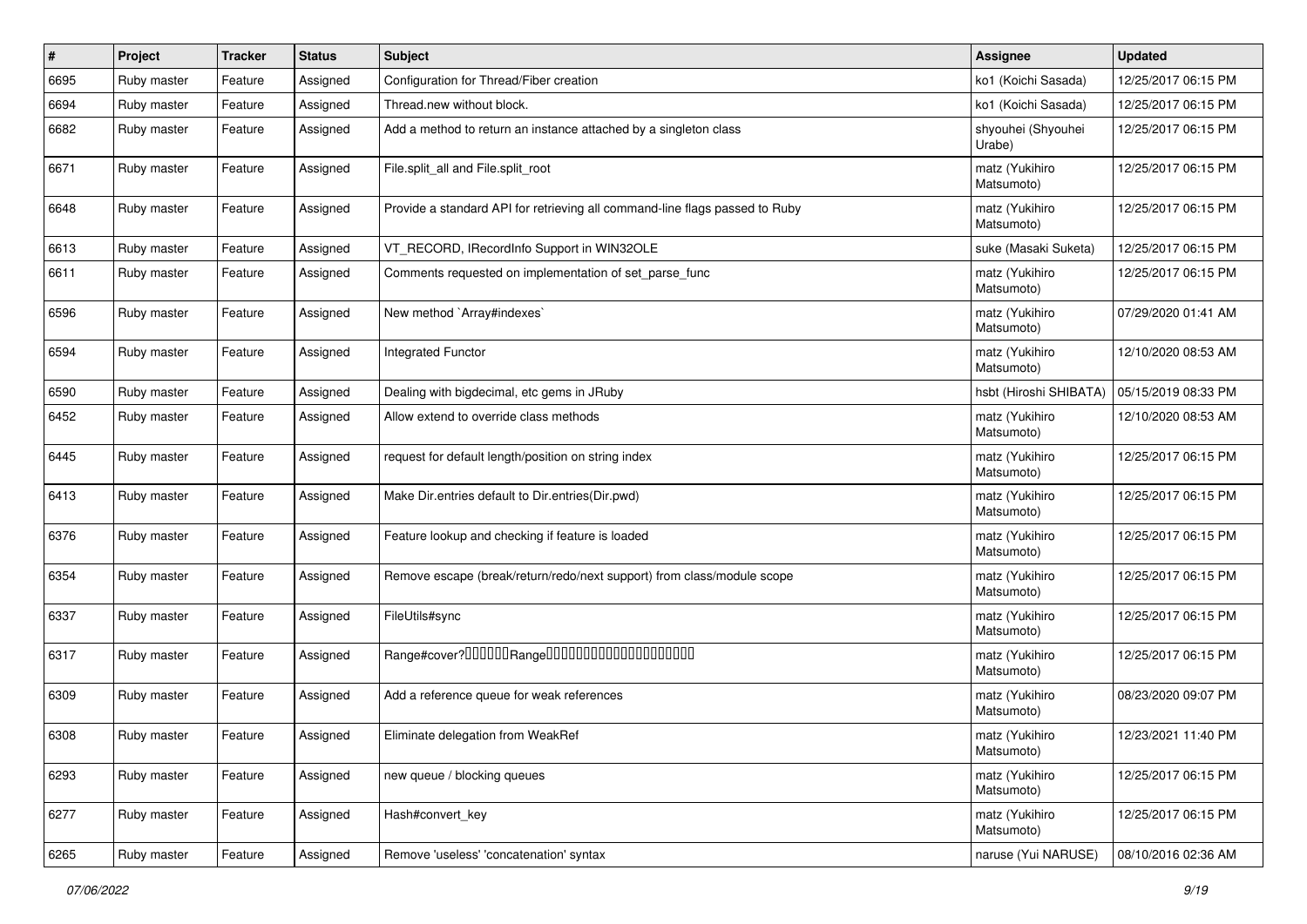| # | Project | Tracker | Status | Subject | Assignee | Updated |
|---|---|---|---|---|---|---|
| 6695 | Ruby master | Feature | Assigned | Configuration for Thread/Fiber creation | ko1 (Koichi Sasada) | 12/25/2017 06:15 PM |
| 6694 | Ruby master | Feature | Assigned | Thread.new without block. | ko1 (Koichi Sasada) | 12/25/2017 06:15 PM |
| 6682 | Ruby master | Feature | Assigned | Add a method to return an instance attached by a singleton class | shyouhei (Shyouhei Urabe) | 12/25/2017 06:15 PM |
| 6671 | Ruby master | Feature | Assigned | File.split_all and File.split_root | matz (Yukihiro Matsumoto) | 12/25/2017 06:15 PM |
| 6648 | Ruby master | Feature | Assigned | Provide a standard API for retrieving all command-line flags passed to Ruby | matz (Yukihiro Matsumoto) | 12/25/2017 06:15 PM |
| 6613 | Ruby master | Feature | Assigned | VT_RECORD, IRecordInfo Support in WIN32OLE | suke (Masaki Suketa) | 12/25/2017 06:15 PM |
| 6611 | Ruby master | Feature | Assigned | Comments requested on implementation of set_parse_func | matz (Yukihiro Matsumoto) | 12/25/2017 06:15 PM |
| 6596 | Ruby master | Feature | Assigned | New method `Array#indexes` | matz (Yukihiro Matsumoto) | 07/29/2020 01:41 AM |
| 6594 | Ruby master | Feature | Assigned | Integrated Functor | matz (Yukihiro Matsumoto) | 12/10/2020 08:53 AM |
| 6590 | Ruby master | Feature | Assigned | Dealing with bigdecimal, etc gems in JRuby | hsbt (Hiroshi SHIBATA) | 05/15/2019 08:33 PM |
| 6452 | Ruby master | Feature | Assigned | Allow extend to override class methods | matz (Yukihiro Matsumoto) | 12/10/2020 08:53 AM |
| 6445 | Ruby master | Feature | Assigned | request for default length/position on string index | matz (Yukihiro Matsumoto) | 12/25/2017 06:15 PM |
| 6413 | Ruby master | Feature | Assigned | Make Dir.entries default to Dir.entries(Dir.pwd) | matz (Yukihiro Matsumoto) | 12/25/2017 06:15 PM |
| 6376 | Ruby master | Feature | Assigned | Feature lookup and checking if feature is loaded | matz (Yukihiro Matsumoto) | 12/25/2017 06:15 PM |
| 6354 | Ruby master | Feature | Assigned | Remove escape (break/return/redo/next support) from class/module scope | matz (Yukihiro Matsumoto) | 12/25/2017 06:15 PM |
| 6337 | Ruby master | Feature | Assigned | FileUtils#sync | matz (Yukihiro Matsumoto) | 12/25/2017 06:15 PM |
| 6317 | Ruby master | Feature | Assigned | Range#cover?□□□□□□Range□□□□□□□□□□□□□□□□□□□□ | matz (Yukihiro Matsumoto) | 12/25/2017 06:15 PM |
| 6309 | Ruby master | Feature | Assigned | Add a reference queue for weak references | matz (Yukihiro Matsumoto) | 08/23/2020 09:07 PM |
| 6308 | Ruby master | Feature | Assigned | Eliminate delegation from WeakRef | matz (Yukihiro Matsumoto) | 12/23/2021 11:40 PM |
| 6293 | Ruby master | Feature | Assigned | new queue / blocking queues | matz (Yukihiro Matsumoto) | 12/25/2017 06:15 PM |
| 6277 | Ruby master | Feature | Assigned | Hash#convert_key | matz (Yukihiro Matsumoto) | 12/25/2017 06:15 PM |
| 6265 | Ruby master | Feature | Assigned | Remove 'useless' 'concatenation' syntax | naruse (Yui NARUSE) | 08/10/2016 02:36 AM |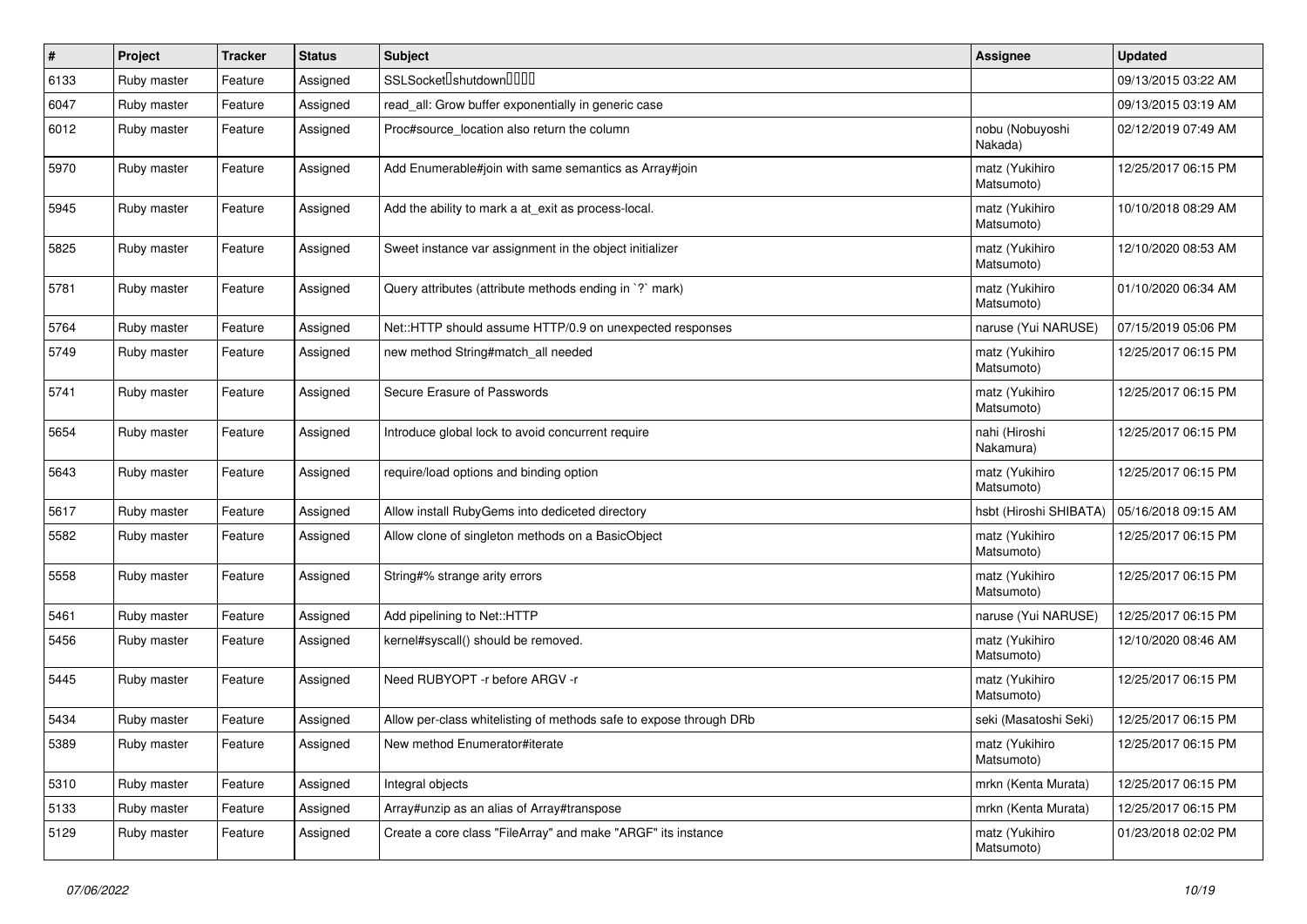| # | Project | Tracker | Status | Subject | Assignee | Updated |
|---|---|---|---|---|---|---|
| 6133 | Ruby master | Feature | Assigned | SSLSocket␣shutdown␣␣␣␣ | | 09/13/2015 03:22 AM |
| 6047 | Ruby master | Feature | Assigned | read_all: Grow buffer exponentially in generic case | | 09/13/2015 03:19 AM |
| 6012 | Ruby master | Feature | Assigned | Proc#source_location also return the column | nobu (Nobuyoshi Nakada) | 02/12/2019 07:49 AM |
| 5970 | Ruby master | Feature | Assigned | Add Enumerable#join with same semantics as Array#join | matz (Yukihiro Matsumoto) | 12/25/2017 06:15 PM |
| 5945 | Ruby master | Feature | Assigned | Add the ability to mark a at_exit as process-local. | matz (Yukihiro Matsumoto) | 10/10/2018 08:29 AM |
| 5825 | Ruby master | Feature | Assigned | Sweet instance var assignment in the object initializer | matz (Yukihiro Matsumoto) | 12/10/2020 08:53 AM |
| 5781 | Ruby master | Feature | Assigned | Query attributes (attribute methods ending in `?` mark) | matz (Yukihiro Matsumoto) | 01/10/2020 06:34 AM |
| 5764 | Ruby master | Feature | Assigned | Net::HTTP should assume HTTP/0.9 on unexpected responses | naruse (Yui NARUSE) | 07/15/2019 05:06 PM |
| 5749 | Ruby master | Feature | Assigned | new method String#match_all needed | matz (Yukihiro Matsumoto) | 12/25/2017 06:15 PM |
| 5741 | Ruby master | Feature | Assigned | Secure Erasure of Passwords | matz (Yukihiro Matsumoto) | 12/25/2017 06:15 PM |
| 5654 | Ruby master | Feature | Assigned | Introduce global lock to avoid concurrent require | nahi (Hiroshi Nakamura) | 12/25/2017 06:15 PM |
| 5643 | Ruby master | Feature | Assigned | require/load options and binding option | matz (Yukihiro Matsumoto) | 12/25/2017 06:15 PM |
| 5617 | Ruby master | Feature | Assigned | Allow install RubyGems into dediceted directory | hsbt (Hiroshi SHIBATA) | 05/16/2018 09:15 AM |
| 5582 | Ruby master | Feature | Assigned | Allow clone of singleton methods on a BasicObject | matz (Yukihiro Matsumoto) | 12/25/2017 06:15 PM |
| 5558 | Ruby master | Feature | Assigned | String#% strange arity errors | matz (Yukihiro Matsumoto) | 12/25/2017 06:15 PM |
| 5461 | Ruby master | Feature | Assigned | Add pipelining to Net::HTTP | naruse (Yui NARUSE) | 12/25/2017 06:15 PM |
| 5456 | Ruby master | Feature | Assigned | kernel#syscall() should be removed. | matz (Yukihiro Matsumoto) | 12/10/2020 08:46 AM |
| 5445 | Ruby master | Feature | Assigned | Need RUBYOPT -r before ARGV -r | matz (Yukihiro Matsumoto) | 12/25/2017 06:15 PM |
| 5434 | Ruby master | Feature | Assigned | Allow per-class whitelisting of methods safe to expose through DRb | seki (Masatoshi Seki) | 12/25/2017 06:15 PM |
| 5389 | Ruby master | Feature | Assigned | New method Enumerator#iterate | matz (Yukihiro Matsumoto) | 12/25/2017 06:15 PM |
| 5310 | Ruby master | Feature | Assigned | Integral objects | mrkn (Kenta Murata) | 12/25/2017 06:15 PM |
| 5133 | Ruby master | Feature | Assigned | Array#unzip as an alias of Array#transpose | mrkn (Kenta Murata) | 12/25/2017 06:15 PM |
| 5129 | Ruby master | Feature | Assigned | Create a core class "FileArray" and make "ARGF" its instance | matz (Yukihiro Matsumoto) | 01/23/2018 02:02 PM |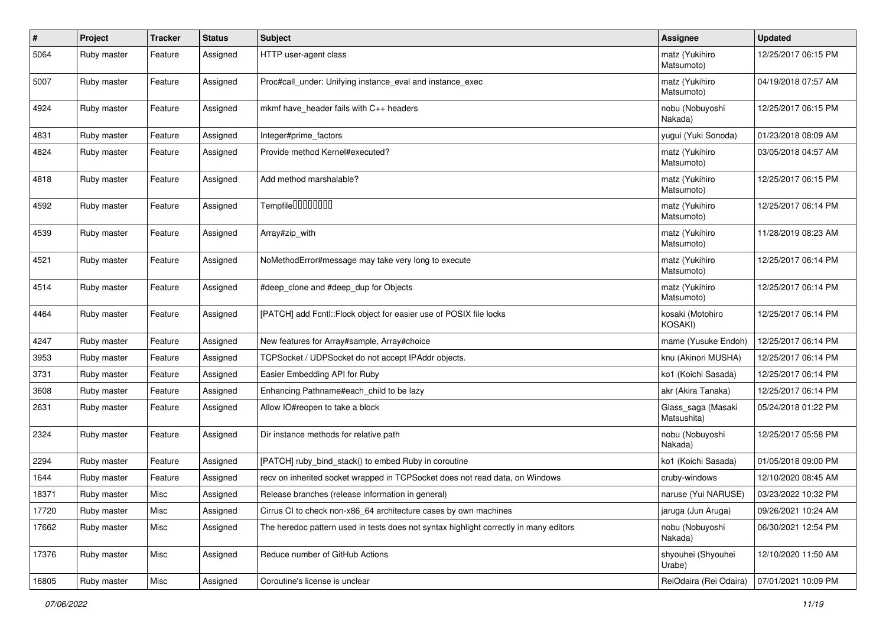| # | Project | Tracker | Status | Subject | Assignee | Updated |
| --- | --- | --- | --- | --- | --- | --- |
| 5064 | Ruby master | Feature | Assigned | HTTP user-agent class | matz (Yukihiro Matsumoto) | 12/25/2017 06:15 PM |
| 5007 | Ruby master | Feature | Assigned | Proc#call_under: Unifying instance_eval and instance_exec | matz (Yukihiro Matsumoto) | 04/19/2018 07:57 AM |
| 4924 | Ruby master | Feature | Assigned | mkmf have_header fails with C++ headers | nobu (Nobuyoshi Nakada) | 12/25/2017 06:15 PM |
| 4831 | Ruby master | Feature | Assigned | Integer#prime_factors | yugui (Yuki Sonoda) | 01/23/2018 08:09 AM |
| 4824 | Ruby master | Feature | Assigned | Provide method Kernel#executed? | matz (Yukihiro Matsumoto) | 03/05/2018 04:57 AM |
| 4818 | Ruby master | Feature | Assigned | Add method marshalable? | matz (Yukihiro Matsumoto) | 12/25/2017 06:15 PM |
| 4592 | Ruby master | Feature | Assigned | Tempfile | matz (Yukihiro Matsumoto) | 12/25/2017 06:14 PM |
| 4539 | Ruby master | Feature | Assigned | Array#zip_with | matz (Yukihiro Matsumoto) | 11/28/2019 08:23 AM |
| 4521 | Ruby master | Feature | Assigned | NoMethodError#message may take very long to execute | matz (Yukihiro Matsumoto) | 12/25/2017 06:14 PM |
| 4514 | Ruby master | Feature | Assigned | #deep_clone and #deep_dup for Objects | matz (Yukihiro Matsumoto) | 12/25/2017 06:14 PM |
| 4464 | Ruby master | Feature | Assigned | [PATCH] add Fcntl::Flock object for easier use of POSIX file locks | kosaki (Motohiro KOSAKI) | 12/25/2017 06:14 PM |
| 4247 | Ruby master | Feature | Assigned | New features for Array#sample, Array#choice | mame (Yusuke Endoh) | 12/25/2017 06:14 PM |
| 3953 | Ruby master | Feature | Assigned | TCPSocket / UDPSocket do not accept IPAddr objects. | knu (Akinori MUSHA) | 12/25/2017 06:14 PM |
| 3731 | Ruby master | Feature | Assigned | Easier Embedding API for Ruby | ko1 (Koichi Sasada) | 12/25/2017 06:14 PM |
| 3608 | Ruby master | Feature | Assigned | Enhancing Pathname#each_child to be lazy | akr (Akira Tanaka) | 12/25/2017 06:14 PM |
| 2631 | Ruby master | Feature | Assigned | Allow IO#reopen to take a block | Glass_saga (Masaki Matsushita) | 05/24/2018 01:22 PM |
| 2324 | Ruby master | Feature | Assigned | Dir instance methods for relative path | nobu (Nobuyoshi Nakada) | 12/25/2017 05:58 PM |
| 2294 | Ruby master | Feature | Assigned | [PATCH] ruby_bind_stack() to embed Ruby in coroutine | ko1 (Koichi Sasada) | 01/05/2018 09:00 PM |
| 1644 | Ruby master | Feature | Assigned | recv on inherited socket wrapped in TCPSocket does not read data, on Windows | cruby-windows | 12/10/2020 08:45 AM |
| 18371 | Ruby master | Misc | Assigned | Release branches (release information in general) | naruse (Yui NARUSE) | 03/23/2022 10:32 PM |
| 17720 | Ruby master | Misc | Assigned | Cirrus CI to check non-x86_64 architecture cases by own machines | jaruga (Jun Aruga) | 09/26/2021 10:24 AM |
| 17662 | Ruby master | Misc | Assigned | The heredoc pattern used in tests does not syntax highlight correctly in many editors | nobu (Nobuyoshi Nakada) | 06/30/2021 12:54 PM |
| 17376 | Ruby master | Misc | Assigned | Reduce number of GitHub Actions | shyouhei (Shyouhei Urabe) | 12/10/2020 11:50 AM |
| 16805 | Ruby master | Misc | Assigned | Coroutine's license is unclear | ReiOdaira (Rei Odaira) | 07/01/2021 10:09 PM |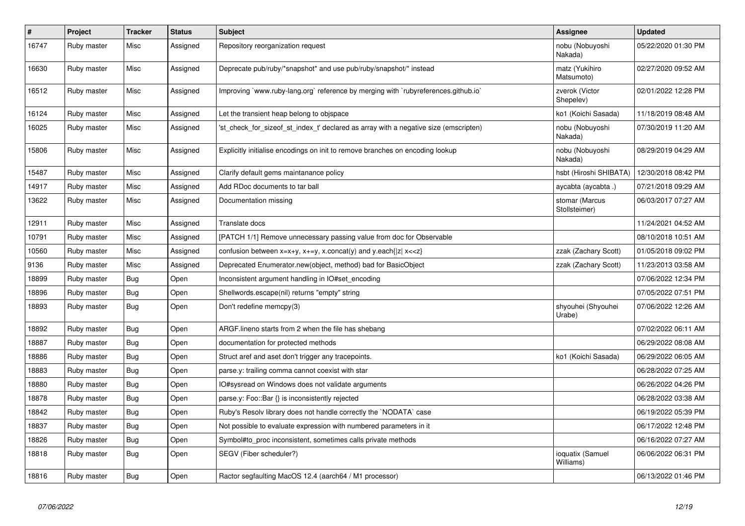| # | Project | Tracker | Status | Subject | Assignee | Updated |
|---|---|---|---|---|---|---|
| 16747 | Ruby master | Misc | Assigned | Repository reorganization request | nobu (Nobuyoshi Nakada) | 05/22/2020 01:30 PM |
| 16630 | Ruby master | Misc | Assigned | Deprecate pub/ruby/*snapshot* and use pub/ruby/snapshot/* instead | matz (Yukihiro Matsumoto) | 02/27/2020 09:52 AM |
| 16512 | Ruby master | Misc | Assigned | Improving `www.ruby-lang.org` reference by merging with `rubyreferences.github.io` | zverok (Victor Shepelev) | 02/01/2022 12:28 PM |
| 16124 | Ruby master | Misc | Assigned | Let the transient heap belong to objspace | ko1 (Koichi Sasada) | 11/18/2019 08:48 AM |
| 16025 | Ruby master | Misc | Assigned | 'st_check_for_sizeof_st_index_t' declared as array with a negative size (emscripten) | nobu (Nobuyoshi Nakada) | 07/30/2019 11:20 AM |
| 15806 | Ruby master | Misc | Assigned | Explicitly initialise encodings on init to remove branches on encoding lookup | nobu (Nobuyoshi Nakada) | 08/29/2019 04:29 AM |
| 15487 | Ruby master | Misc | Assigned | Clarify default gems maintanance policy | hsbt (Hiroshi SHIBATA) | 12/30/2018 08:42 PM |
| 14917 | Ruby master | Misc | Assigned | Add RDoc documents to tar ball | aycabta (aycabta .) | 07/21/2018 09:29 AM |
| 13622 | Ruby master | Misc | Assigned | Documentation missing | stomar (Marcus Stollsteimer) | 06/03/2017 07:27 AM |
| 12911 | Ruby master | Misc | Assigned | Translate docs | | 11/24/2021 04:52 AM |
| 10791 | Ruby master | Misc | Assigned | [PATCH 1/1] Remove unnecessary passing value from doc for Observable | | 08/10/2018 10:51 AM |
| 10560 | Ruby master | Misc | Assigned | confusion between x=x+y, x+=y, x.concat(y) and y.each{\|z\| x<<z} | zzak (Zachary Scott) | 01/05/2018 09:02 PM |
| 9136 | Ruby master | Misc | Assigned | Deprecated Enumerator.new(object, method) bad for BasicObject | zzak (Zachary Scott) | 11/23/2013 03:58 AM |
| 18899 | Ruby master | Bug | Open | Inconsistent argument handling in IO#set_encoding | | 07/06/2022 12:34 PM |
| 18896 | Ruby master | Bug | Open | Shellwords.escape(nil) returns "empty" string | | 07/05/2022 07:51 PM |
| 18893 | Ruby master | Bug | Open | Don't redefine memcpy(3) | shyouhei (Shyouhei Urabe) | 07/06/2022 12:26 AM |
| 18892 | Ruby master | Bug | Open | ARGF.lineno starts from 2 when the file has shebang | | 07/02/2022 06:11 AM |
| 18887 | Ruby master | Bug | Open | documentation for protected methods | | 06/29/2022 08:08 AM |
| 18886 | Ruby master | Bug | Open | Struct aref and aset don't trigger any tracepoints. | ko1 (Koichi Sasada) | 06/29/2022 06:05 AM |
| 18883 | Ruby master | Bug | Open | parse.y: trailing comma cannot coexist with star | | 06/28/2022 07:25 AM |
| 18880 | Ruby master | Bug | Open | IO#sysread on Windows does not validate arguments | | 06/26/2022 04:26 PM |
| 18878 | Ruby master | Bug | Open | parse.y: Foo::Bar {} is inconsistently rejected | | 06/28/2022 03:38 AM |
| 18842 | Ruby master | Bug | Open | Ruby's Resolv library does not handle correctly the `NODATA` case | | 06/19/2022 05:39 PM |
| 18837 | Ruby master | Bug | Open | Not possible to evaluate expression with numbered parameters in it | | 06/17/2022 12:48 PM |
| 18826 | Ruby master | Bug | Open | Symbol#to_proc inconsistent, sometimes calls private methods | | 06/16/2022 07:27 AM |
| 18818 | Ruby master | Bug | Open | SEGV (Fiber scheduler?) | ioquatix (Samuel Williams) | 06/06/2022 06:31 PM |
| 18816 | Ruby master | Bug | Open | Ractor segfaulting MacOS 12.4 (aarch64 / M1 processor) | | 06/13/2022 01:46 PM |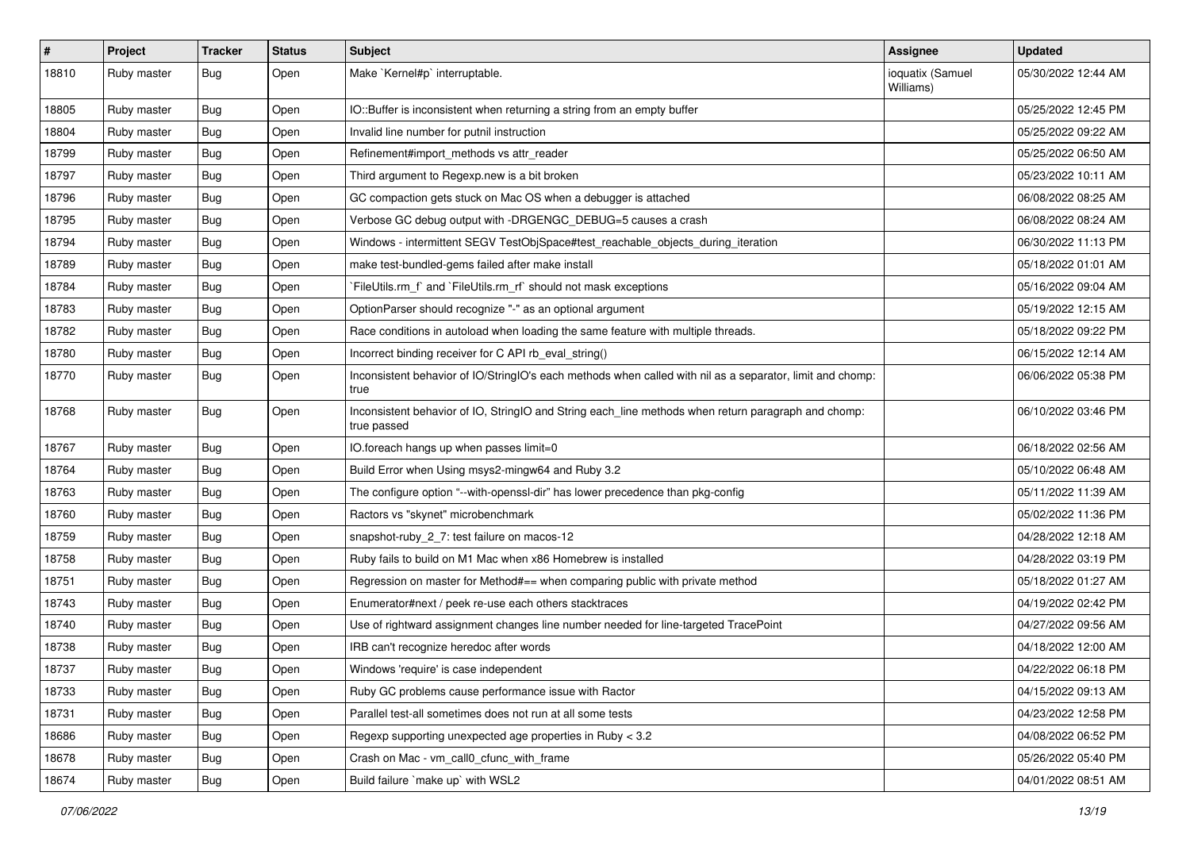| # | Project | Tracker | Status | Subject | Assignee | Updated |
|---|---|---|---|---|---|---|
| 18810 | Ruby master | Bug | Open | Make `Kernel#p` interruptable. | ioquatix (Samuel Williams) | 05/30/2022 12:44 AM |
| 18805 | Ruby master | Bug | Open | IO::Buffer is inconsistent when returning a string from an empty buffer | | 05/25/2022 12:45 PM |
| 18804 | Ruby master | Bug | Open | Invalid line number for putnil instruction | | 05/25/2022 09:22 AM |
| 18799 | Ruby master | Bug | Open | Refinement#import_methods vs attr_reader | | 05/25/2022 06:50 AM |
| 18797 | Ruby master | Bug | Open | Third argument to Regexp.new is a bit broken | | 05/23/2022 10:11 AM |
| 18796 | Ruby master | Bug | Open | GC compaction gets stuck on Mac OS when a debugger is attached | | 06/08/2022 08:25 AM |
| 18795 | Ruby master | Bug | Open | Verbose GC debug output with -DRGENGC_DEBUG=5 causes a crash | | 06/08/2022 08:24 AM |
| 18794 | Ruby master | Bug | Open | Windows - intermittent SEGV TestObjSpace#test_reachable_objects_during_iteration | | 06/30/2022 11:13 PM |
| 18789 | Ruby master | Bug | Open | make test-bundled-gems failed after make install | | 05/18/2022 01:01 AM |
| 18784 | Ruby master | Bug | Open | `FileUtils.rm_f` and `FileUtils.rm_rf` should not mask exceptions | | 05/16/2022 09:04 AM |
| 18783 | Ruby master | Bug | Open | OptionParser should recognize "-" as an optional argument | | 05/19/2022 12:15 AM |
| 18782 | Ruby master | Bug | Open | Race conditions in autoload when loading the same feature with multiple threads. | | 05/18/2022 09:22 PM |
| 18780 | Ruby master | Bug | Open | Incorrect binding receiver for C API rb_eval_string() | | 06/15/2022 12:14 AM |
| 18770 | Ruby master | Bug | Open | Inconsistent behavior of IO/StringIO's each methods when called with nil as a separator, limit and chomp: true | | 06/06/2022 05:38 PM |
| 18768 | Ruby master | Bug | Open | Inconsistent behavior of IO, StringIO and String each_line methods when return paragraph and chomp: true passed | | 06/10/2022 03:46 PM |
| 18767 | Ruby master | Bug | Open | IO.foreach hangs up when passes limit=0 | | 06/18/2022 02:56 AM |
| 18764 | Ruby master | Bug | Open | Build Error when Using msys2-mingw64 and Ruby 3.2 | | 05/10/2022 06:48 AM |
| 18763 | Ruby master | Bug | Open | The configure option "--with-openssl-dir" has lower precedence than pkg-config | | 05/11/2022 11:39 AM |
| 18760 | Ruby master | Bug | Open | Ractors vs "skynet" microbenchmark | | 05/02/2022 11:36 PM |
| 18759 | Ruby master | Bug | Open | snapshot-ruby_2_7: test failure on macos-12 | | 04/28/2022 12:18 AM |
| 18758 | Ruby master | Bug | Open | Ruby fails to build on M1 Mac when x86 Homebrew is installed | | 04/28/2022 03:19 PM |
| 18751 | Ruby master | Bug | Open | Regression on master for Method#== when comparing public with private method | | 05/18/2022 01:27 AM |
| 18743 | Ruby master | Bug | Open | Enumerator#next / peek re-use each others stacktraces | | 04/19/2022 02:42 PM |
| 18740 | Ruby master | Bug | Open | Use of rightward assignment changes line number needed for line-targeted TracePoint | | 04/27/2022 09:56 AM |
| 18738 | Ruby master | Bug | Open | IRB can't recognize heredoc after words | | 04/18/2022 12:00 AM |
| 18737 | Ruby master | Bug | Open | Windows 'require' is case independent | | 04/22/2022 06:18 PM |
| 18733 | Ruby master | Bug | Open | Ruby GC problems cause performance issue with Ractor | | 04/15/2022 09:13 AM |
| 18731 | Ruby master | Bug | Open | Parallel test-all sometimes does not run at all some tests | | 04/23/2022 12:58 PM |
| 18686 | Ruby master | Bug | Open | Regexp supporting unexpected age properties in Ruby < 3.2 | | 04/08/2022 06:52 PM |
| 18678 | Ruby master | Bug | Open | Crash on Mac - vm_call0_cfunc_with_frame | | 05/26/2022 05:40 PM |
| 18674 | Ruby master | Bug | Open | Build failure `make up` with WSL2 | | 04/01/2022 08:51 AM |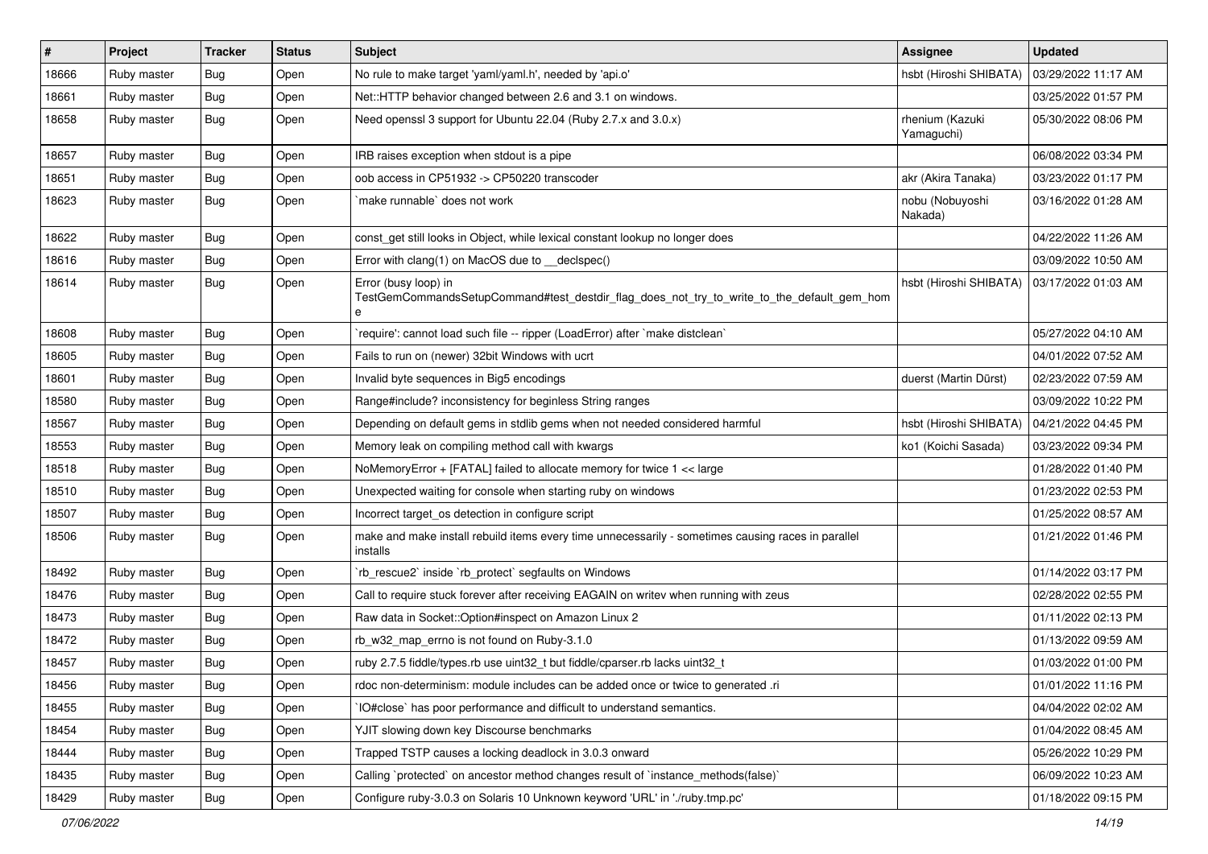| # | Project | Tracker | Status | Subject | Assignee | Updated |
|---|---|---|---|---|---|---|
| 18666 | Ruby master | Bug | Open | No rule to make target 'yaml/yaml.h', needed by 'api.o' | hsbt (Hiroshi SHIBATA) | 03/29/2022 11:17 AM |
| 18661 | Ruby master | Bug | Open | Net::HTTP behavior changed between 2.6 and 3.1 on windows. | | 03/25/2022 01:57 PM |
| 18658 | Ruby master | Bug | Open | Need openssl 3 support for Ubuntu 22.04 (Ruby 2.7.x and 3.0.x) | rhenium (Kazuki Yamaguchi) | 05/30/2022 08:06 PM |
| 18657 | Ruby master | Bug | Open | IRB raises exception when stdout is a pipe | | 06/08/2022 03:34 PM |
| 18651 | Ruby master | Bug | Open | oob access in CP51932 -> CP50220 transcoder | akr (Akira Tanaka) | 03/23/2022 01:17 PM |
| 18623 | Ruby master | Bug | Open | `make runnable` does not work | nobu (Nobuyoshi Nakada) | 03/16/2022 01:28 AM |
| 18622 | Ruby master | Bug | Open | const_get still looks in Object, while lexical constant lookup no longer does | | 04/22/2022 11:26 AM |
| 18616 | Ruby master | Bug | Open | Error with clang(1) on MacOS due to __declspec() | | 03/09/2022 10:50 AM |
| 18614 | Ruby master | Bug | Open | Error (busy loop) in TestGemCommandsSetupCommand#test_destdir_flag_does_not_try_to_write_to_the_default_gem_home | hsbt (Hiroshi SHIBATA) | 03/17/2022 01:03 AM |
| 18608 | Ruby master | Bug | Open | `require': cannot load such file -- ripper (LoadError) after `make distclean` | | 05/27/2022 04:10 AM |
| 18605 | Ruby master | Bug | Open | Fails to run on (newer) 32bit Windows with ucrt | | 04/01/2022 07:52 AM |
| 18601 | Ruby master | Bug | Open | Invalid byte sequences in Big5 encodings | duerst (Martin Dürst) | 02/23/2022 07:59 AM |
| 18580 | Ruby master | Bug | Open | Range#include? inconsistency for beginless String ranges | | 03/09/2022 10:22 PM |
| 18567 | Ruby master | Bug | Open | Depending on default gems in stdlib gems when not needed considered harmful | hsbt (Hiroshi SHIBATA) | 04/21/2022 04:45 PM |
| 18553 | Ruby master | Bug | Open | Memory leak on compiling method call with kwargs | ko1 (Koichi Sasada) | 03/23/2022 09:34 PM |
| 18518 | Ruby master | Bug | Open | NoMemoryError + [FATAL] failed to allocate memory for twice 1 << large | | 01/28/2022 01:40 PM |
| 18510 | Ruby master | Bug | Open | Unexpected waiting for console when starting ruby on windows | | 01/23/2022 02:53 PM |
| 18507 | Ruby master | Bug | Open | Incorrect target_os detection in configure script | | 01/25/2022 08:57 AM |
| 18506 | Ruby master | Bug | Open | make and make install rebuild items every time unnecessarily - sometimes causing races in parallel installs | | 01/21/2022 01:46 PM |
| 18492 | Ruby master | Bug | Open | `rb_rescue2` inside `rb_protect` segfaults on Windows | | 01/14/2022 03:17 PM |
| 18476 | Ruby master | Bug | Open | Call to require stuck forever after receiving EAGAIN on writev when running with zeus | | 02/28/2022 02:55 PM |
| 18473 | Ruby master | Bug | Open | Raw data in Socket::Option#inspect on Amazon Linux 2 | | 01/11/2022 02:13 PM |
| 18472 | Ruby master | Bug | Open | rb_w32_map_errno is not found on Ruby-3.1.0 | | 01/13/2022 09:59 AM |
| 18457 | Ruby master | Bug | Open | ruby 2.7.5 fiddle/types.rb use uint32_t but fiddle/cparser.rb lacks uint32_t | | 01/03/2022 01:00 PM |
| 18456 | Ruby master | Bug | Open | rdoc non-determinism: module includes can be added once or twice to generated .ri | | 01/01/2022 11:16 PM |
| 18455 | Ruby master | Bug | Open | `IO#close` has poor performance and difficult to understand semantics. | | 04/04/2022 02:02 AM |
| 18454 | Ruby master | Bug | Open | YJIT slowing down key Discourse benchmarks | | 01/04/2022 08:45 AM |
| 18444 | Ruby master | Bug | Open | Trapped TSTP causes a locking deadlock in 3.0.3 onward | | 05/26/2022 10:29 PM |
| 18435 | Ruby master | Bug | Open | Calling `protected` on ancestor method changes result of `instance_methods(false)` | | 06/09/2022 10:23 AM |
| 18429 | Ruby master | Bug | Open | Configure ruby-3.0.3 on Solaris 10 Unknown keyword 'URL' in './ruby.tmp.pc' | | 01/18/2022 09:15 PM |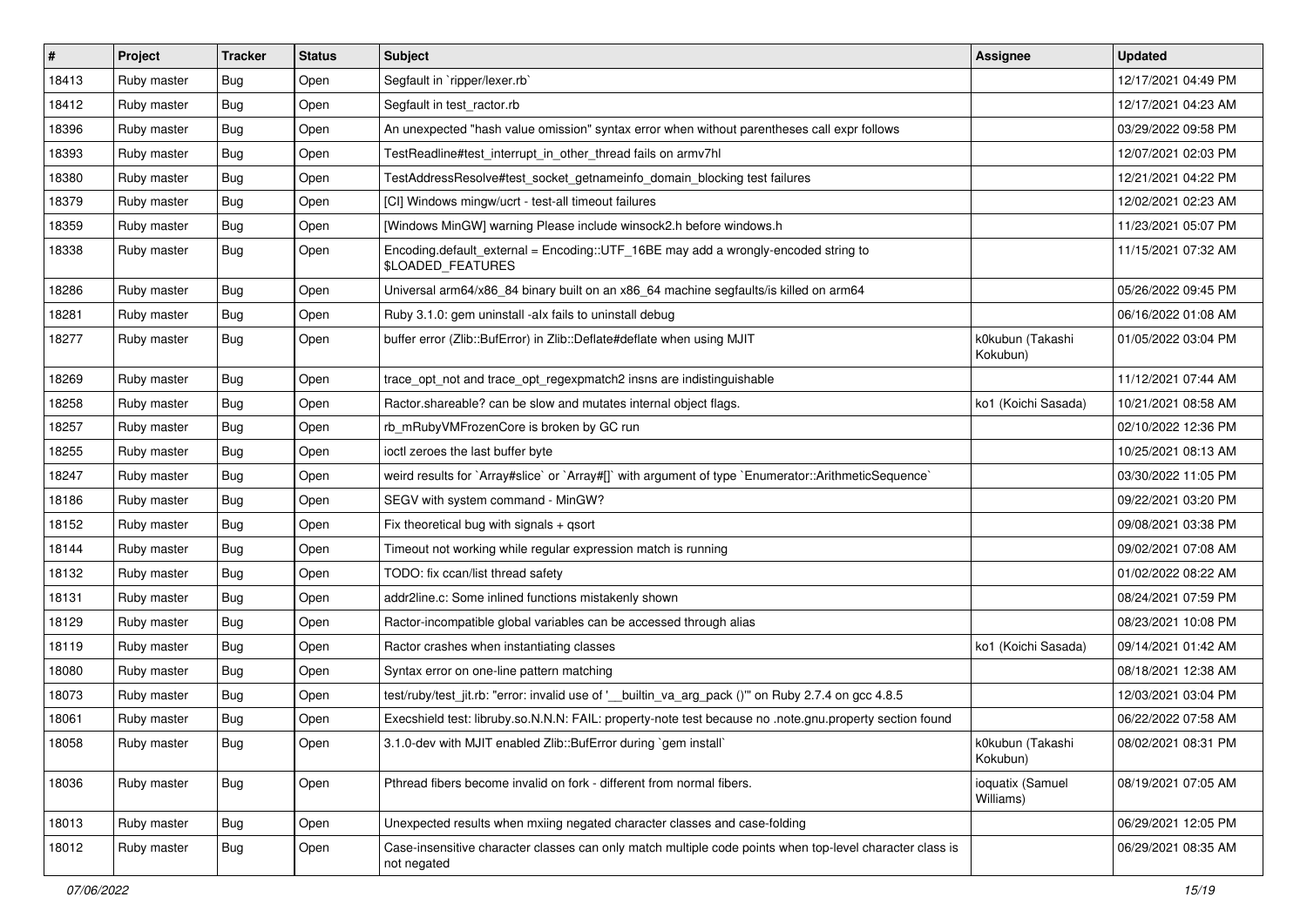| # | Project | Tracker | Status | Subject | Assignee | Updated |
|---|---|---|---|---|---|---|
| 18413 | Ruby master | Bug | Open | Segfault in `ripper/lexer.rb` | | 12/17/2021 04:49 PM |
| 18412 | Ruby master | Bug | Open | Segfault in test_ractor.rb | | 12/17/2021 04:23 AM |
| 18396 | Ruby master | Bug | Open | An unexpected "hash value omission" syntax error when without parentheses call expr follows | | 03/29/2022 09:58 PM |
| 18393 | Ruby master | Bug | Open | TestReadline#test_interrupt_in_other_thread fails on armv7hl | | 12/07/2021 02:03 PM |
| 18380 | Ruby master | Bug | Open | TestAddressResolve#test_socket_getnameinfo_domain_blocking test failures | | 12/21/2021 04:22 PM |
| 18379 | Ruby master | Bug | Open | [CI] Windows mingw/ucrt - test-all timeout failures | | 12/02/2021 02:23 AM |
| 18359 | Ruby master | Bug | Open | [Windows MinGW] warning Please include winsock2.h before windows.h | | 11/23/2021 05:07 PM |
| 18338 | Ruby master | Bug | Open | Encoding.default_external = Encoding::UTF_16BE may add a wrongly-encoded string to $LOADED_FEATURES | | 11/15/2021 07:32 AM |
| 18286 | Ruby master | Bug | Open | Universal arm64/x86_84 binary built on an x86_64 machine segfaults/is killed on arm64 | | 05/26/2022 09:45 PM |
| 18281 | Ruby master | Bug | Open | Ruby 3.1.0: gem uninstall -alx fails to uninstall debug | | 06/16/2022 01:08 AM |
| 18277 | Ruby master | Bug | Open | buffer error (Zlib::BufError) in Zlib::Deflate#deflate when using MJIT | k0kubun (Takashi Kokubun) | 01/05/2022 03:04 PM |
| 18269 | Ruby master | Bug | Open | trace_opt_not and trace_opt_regexpmatch2 insns are indistinguishable | | 11/12/2021 07:44 AM |
| 18258 | Ruby master | Bug | Open | Ractor.shareable? can be slow and mutates internal object flags. | ko1 (Koichi Sasada) | 10/21/2021 08:58 AM |
| 18257 | Ruby master | Bug | Open | rb_mRubyVMFrozenCore is broken by GC run | | 02/10/2022 12:36 PM |
| 18255 | Ruby master | Bug | Open | ioctl zeroes the last buffer byte | | 10/25/2021 08:13 AM |
| 18247 | Ruby master | Bug | Open | weird results for `Array#slice` or `Array#[]` with argument of type `Enumerator::ArithmeticSequence` | | 03/30/2022 11:05 PM |
| 18186 | Ruby master | Bug | Open | SEGV with system command - MinGW? | | 09/22/2021 03:20 PM |
| 18152 | Ruby master | Bug | Open | Fix theoretical bug with signals + qsort | | 09/08/2021 03:38 PM |
| 18144 | Ruby master | Bug | Open | Timeout not working while regular expression match is running | | 09/02/2021 07:08 AM |
| 18132 | Ruby master | Bug | Open | TODO: fix ccan/list thread safety | | 01/02/2022 08:22 AM |
| 18131 | Ruby master | Bug | Open | addr2line.c: Some inlined functions mistakenly shown | | 08/24/2021 07:59 PM |
| 18129 | Ruby master | Bug | Open | Ractor-incompatible global variables can be accessed through alias | | 08/23/2021 10:08 PM |
| 18119 | Ruby master | Bug | Open | Ractor crashes when instantiating classes | ko1 (Koichi Sasada) | 09/14/2021 01:42 AM |
| 18080 | Ruby master | Bug | Open | Syntax error on one-line pattern matching | | 08/18/2021 12:38 AM |
| 18073 | Ruby master | Bug | Open | test/ruby/test_jit.rb: "error: invalid use of '__builtin_va_arg_pack ()'" on Ruby 2.7.4 on gcc 4.8.5 | | 12/03/2021 03:04 PM |
| 18061 | Ruby master | Bug | Open | Execshield test: libruby.so.N.N.N: FAIL: property-note test because no .note.gnu.property section found | | 06/22/2022 07:58 AM |
| 18058 | Ruby master | Bug | Open | 3.1.0-dev with MJIT enabled Zlib::BufError during `gem install` | k0kubun (Takashi Kokubun) | 08/02/2021 08:31 PM |
| 18036 | Ruby master | Bug | Open | Pthread fibers become invalid on fork - different from normal fibers. | ioquatix (Samuel Williams) | 08/19/2021 07:05 AM |
| 18013 | Ruby master | Bug | Open | Unexpected results when mxiing negated character classes and case-folding | | 06/29/2021 12:05 PM |
| 18012 | Ruby master | Bug | Open | Case-insensitive character classes can only match multiple code points when top-level character class is not negated | | 06/29/2021 08:35 AM |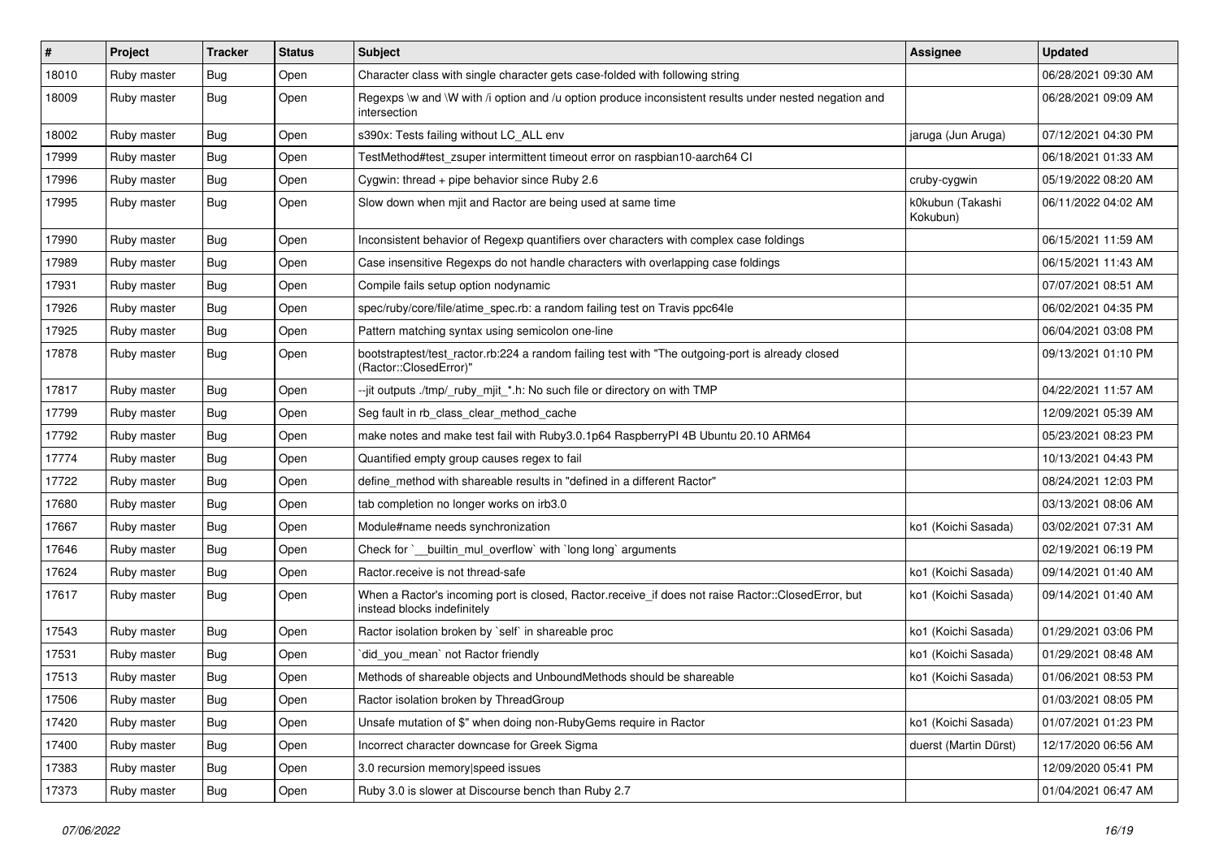| # | Project | Tracker | Status | Subject | Assignee | Updated |
|---|---|---|---|---|---|---|
| 18010 | Ruby master | Bug | Open | Character class with single character gets case-folded with following string | | 06/28/2021 09:30 AM |
| 18009 | Ruby master | Bug | Open | Regexps \w and \W with /i option and /u option produce inconsistent results under nested negation and intersection | | 06/28/2021 09:09 AM |
| 18002 | Ruby master | Bug | Open | s390x: Tests failing without LC_ALL env | jaruga (Jun Aruga) | 07/12/2021 04:30 PM |
| 17999 | Ruby master | Bug | Open | TestMethod#test_zsuper intermittent timeout error on raspbian10-aarch64 CI | | 06/18/2021 01:33 AM |
| 17996 | Ruby master | Bug | Open | Cygwin: thread + pipe behavior since Ruby 2.6 | cruby-cygwin | 05/19/2022 08:20 AM |
| 17995 | Ruby master | Bug | Open | Slow down when mjit and Ractor are being used at same time | k0kubun (Takashi Kokubun) | 06/11/2022 04:02 AM |
| 17990 | Ruby master | Bug | Open | Inconsistent behavior of Regexp quantifiers over characters with complex case foldings | | 06/15/2021 11:59 AM |
| 17989 | Ruby master | Bug | Open | Case insensitive Regexps do not handle characters with overlapping case foldings | | 06/15/2021 11:43 AM |
| 17931 | Ruby master | Bug | Open | Compile fails setup option nodynamic | | 07/07/2021 08:51 AM |
| 17926 | Ruby master | Bug | Open | spec/ruby/core/file/atime_spec.rb: a random failing test on Travis ppc64le | | 06/02/2021 04:35 PM |
| 17925 | Ruby master | Bug | Open | Pattern matching syntax using semicolon one-line | | 06/04/2021 03:08 PM |
| 17878 | Ruby master | Bug | Open | bootstraptest/test_ractor.rb:224 a random failing test with "The outgoing-port is already closed (Ractor::ClosedError)" | | 09/13/2021 01:10 PM |
| 17817 | Ruby master | Bug | Open | --jit outputs ./tmp/_ruby_mjit_*.h: No such file or directory on with TMP | | 04/22/2021 11:57 AM |
| 17799 | Ruby master | Bug | Open | Seg fault in rb_class_clear_method_cache | | 12/09/2021 05:39 AM |
| 17792 | Ruby master | Bug | Open | make notes and make test fail with Ruby3.0.1p64 RaspberryPI 4B Ubuntu 20.10 ARM64 | | 05/23/2021 08:23 PM |
| 17774 | Ruby master | Bug | Open | Quantified empty group causes regex to fail | | 10/13/2021 04:43 PM |
| 17722 | Ruby master | Bug | Open | define_method with shareable results in "defined in a different Ractor" | | 08/24/2021 12:03 PM |
| 17680 | Ruby master | Bug | Open | tab completion no longer works on irb3.0 | | 03/13/2021 08:06 AM |
| 17667 | Ruby master | Bug | Open | Module#name needs synchronization | ko1 (Koichi Sasada) | 03/02/2021 07:31 AM |
| 17646 | Ruby master | Bug | Open | Check for `__builtin_mul_overflow` with `long long` arguments | | 02/19/2021 06:19 PM |
| 17624 | Ruby master | Bug | Open | Ractor.receive is not thread-safe | ko1 (Koichi Sasada) | 09/14/2021 01:40 AM |
| 17617 | Ruby master | Bug | Open | When a Ractor's incoming port is closed, Ractor.receive_if does not raise Ractor::ClosedError, but instead blocks indefinitely | ko1 (Koichi Sasada) | 09/14/2021 01:40 AM |
| 17543 | Ruby master | Bug | Open | Ractor isolation broken by `self` in shareable proc | ko1 (Koichi Sasada) | 01/29/2021 03:06 PM |
| 17531 | Ruby master | Bug | Open | `did_you_mean` not Ractor friendly | ko1 (Koichi Sasada) | 01/29/2021 08:48 AM |
| 17513 | Ruby master | Bug | Open | Methods of shareable objects and UnboundMethods should be shareable | ko1 (Koichi Sasada) | 01/06/2021 08:53 PM |
| 17506 | Ruby master | Bug | Open | Ractor isolation broken by ThreadGroup | | 01/03/2021 08:05 PM |
| 17420 | Ruby master | Bug | Open | Unsafe mutation of $" when doing non-RubyGems require in Ractor | ko1 (Koichi Sasada) | 01/07/2021 01:23 PM |
| 17400 | Ruby master | Bug | Open | Incorrect character downcase for Greek Sigma | duerst (Martin Dürst) | 12/17/2020 06:56 AM |
| 17383 | Ruby master | Bug | Open | 3.0 recursion memory\|speed issues | | 12/09/2020 05:41 PM |
| 17373 | Ruby master | Bug | Open | Ruby 3.0 is slower at Discourse bench than Ruby 2.7 | | 01/04/2021 06:47 AM |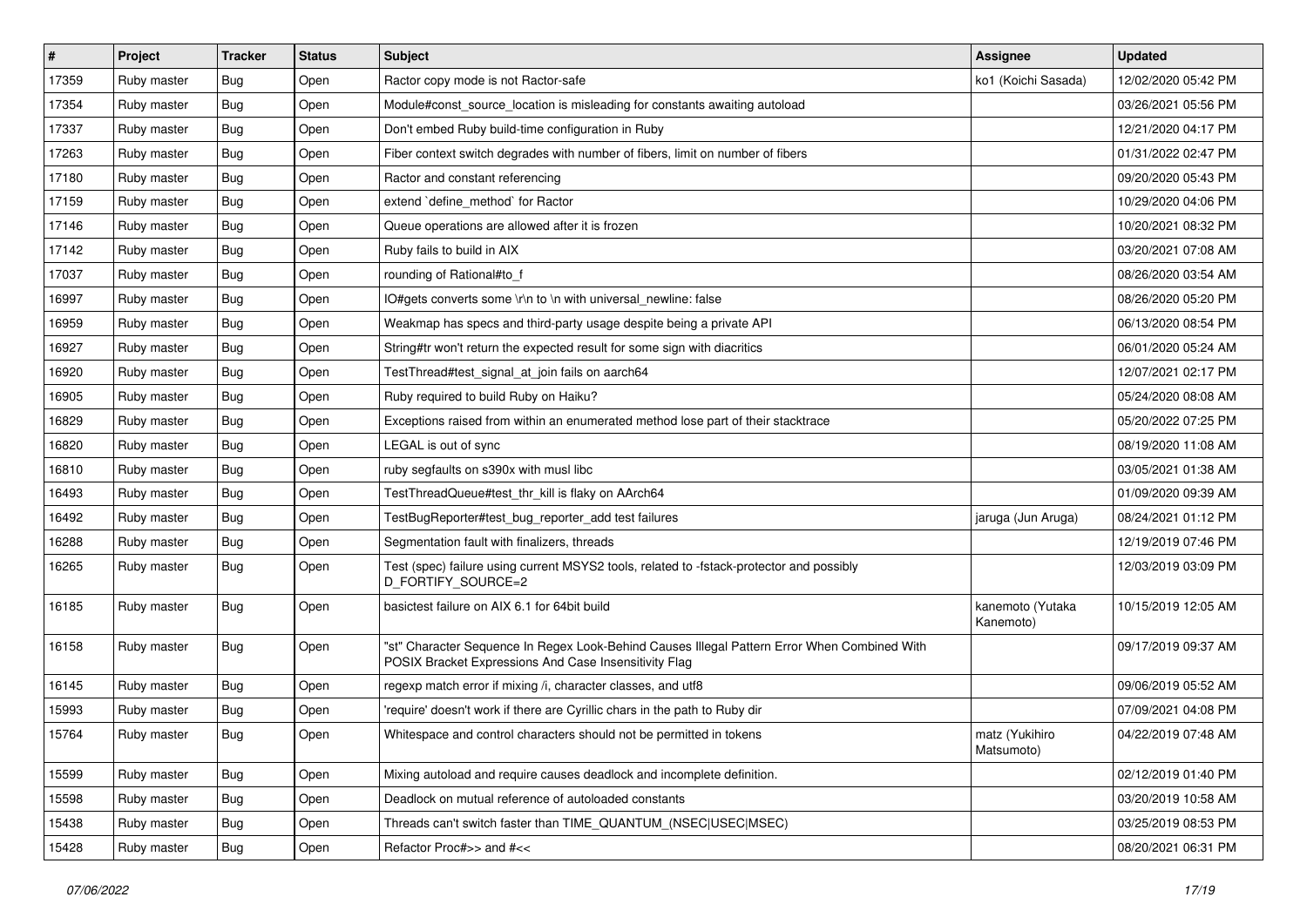| # | Project | Tracker | Status | Subject | Assignee | Updated |
|---|---|---|---|---|---|---|
| 17359 | Ruby master | Bug | Open | Ractor copy mode is not Ractor-safe | ko1 (Koichi Sasada) | 12/02/2020 05:42 PM |
| 17354 | Ruby master | Bug | Open | Module#const_source_location is misleading for constants awaiting autoload | | 03/26/2021 05:56 PM |
| 17337 | Ruby master | Bug | Open | Don't embed Ruby build-time configuration in Ruby | | 12/21/2020 04:17 PM |
| 17263 | Ruby master | Bug | Open | Fiber context switch degrades with number of fibers, limit on number of fibers | | 01/31/2022 02:47 PM |
| 17180 | Ruby master | Bug | Open | Ractor and constant referencing | | 09/20/2020 05:43 PM |
| 17159 | Ruby master | Bug | Open | extend `define_method` for Ractor | | 10/29/2020 04:06 PM |
| 17146 | Ruby master | Bug | Open | Queue operations are allowed after it is frozen | | 10/20/2021 08:32 PM |
| 17142 | Ruby master | Bug | Open | Ruby fails to build in AIX | | 03/20/2021 07:08 AM |
| 17037 | Ruby master | Bug | Open | rounding of Rational#to_f | | 08/26/2020 03:54 AM |
| 16997 | Ruby master | Bug | Open | IO#gets converts some \r\n to \n with universal_newline: false | | 08/26/2020 05:20 PM |
| 16959 | Ruby master | Bug | Open | Weakmap has specs and third-party usage despite being a private API | | 06/13/2020 08:54 PM |
| 16927 | Ruby master | Bug | Open | String#tr won't return the expected result for some sign with diacritics | | 06/01/2020 05:24 AM |
| 16920 | Ruby master | Bug | Open | TestThread#test_signal_at_join fails on aarch64 | | 12/07/2021 02:17 PM |
| 16905 | Ruby master | Bug | Open | Ruby required to build Ruby on Haiku? | | 05/24/2020 08:08 AM |
| 16829 | Ruby master | Bug | Open | Exceptions raised from within an enumerated method lose part of their stacktrace | | 05/20/2022 07:25 PM |
| 16820 | Ruby master | Bug | Open | LEGAL is out of sync | | 08/19/2020 11:08 AM |
| 16810 | Ruby master | Bug | Open | ruby segfaults on s390x with musl libc | | 03/05/2021 01:38 AM |
| 16493 | Ruby master | Bug | Open | TestThreadQueue#test_thr_kill is flaky on AArch64 | | 01/09/2020 09:39 AM |
| 16492 | Ruby master | Bug | Open | TestBugReporter#test_bug_reporter_add test failures | jaruga (Jun Aruga) | 08/24/2021 01:12 PM |
| 16288 | Ruby master | Bug | Open | Segmentation fault with finalizers, threads | | 12/19/2019 07:46 PM |
| 16265 | Ruby master | Bug | Open | Test (spec) failure using current MSYS2 tools, related to -fstack-protector and possibly D_FORTIFY_SOURCE=2 | | 12/03/2019 03:09 PM |
| 16185 | Ruby master | Bug | Open | basictest failure on AIX 6.1 for 64bit build | kanemoto (Yutaka Kanemoto) | 10/15/2019 12:05 AM |
| 16158 | Ruby master | Bug | Open | "st" Character Sequence In Regex Look-Behind Causes Illegal Pattern Error When Combined With POSIX Bracket Expressions And Case Insensitivity Flag | | 09/17/2019 09:37 AM |
| 16145 | Ruby master | Bug | Open | regexp match error if mixing /i, character classes, and utf8 | | 09/06/2019 05:52 AM |
| 15993 | Ruby master | Bug | Open | 'require' doesn't work if there are Cyrillic chars in the path to Ruby dir | | 07/09/2021 04:08 PM |
| 15764 | Ruby master | Bug | Open | Whitespace and control characters should not be permitted in tokens | matz (Yukihiro Matsumoto) | 04/22/2019 07:48 AM |
| 15599 | Ruby master | Bug | Open | Mixing autoload and require causes deadlock and incomplete definition. | | 02/12/2019 01:40 PM |
| 15598 | Ruby master | Bug | Open | Deadlock on mutual reference of autoloaded constants | | 03/20/2019 10:58 AM |
| 15438 | Ruby master | Bug | Open | Threads can't switch faster than TIME_QUANTUM_(NSEC\|USEC\|MSEC) | | 03/25/2019 08:53 PM |
| 15428 | Ruby master | Bug | Open | Refactor Proc#>> and #<< | | 08/20/2021 06:31 PM |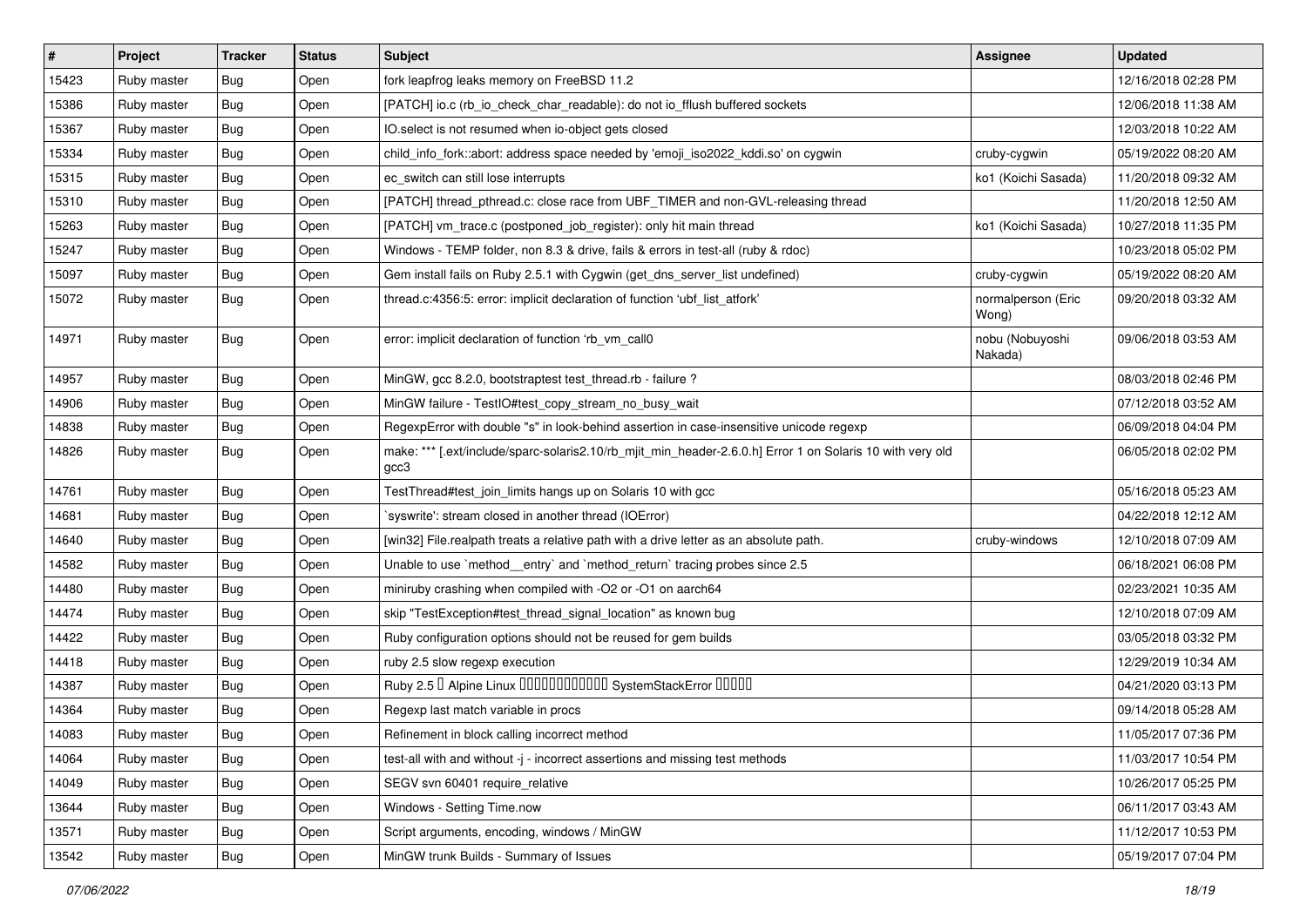| # | Project | Tracker | Status | Subject | Assignee | Updated |
|---|---|---|---|---|---|---|
| 15423 | Ruby master | Bug | Open | fork leapfrog leaks memory on FreeBSD 11.2 | | 12/16/2018 02:28 PM |
| 15386 | Ruby master | Bug | Open | [PATCH] io.c (rb_io_check_char_readable): do not io_fflush buffered sockets | | 12/06/2018 11:38 AM |
| 15367 | Ruby master | Bug | Open | IO.select is not resumed when io-object gets closed | | 12/03/2018 10:22 AM |
| 15334 | Ruby master | Bug | Open | child_info_fork::abort: address space needed by 'emoji_iso2022_kddi.so' on cygwin | cruby-cygwin | 05/19/2022 08:20 AM |
| 15315 | Ruby master | Bug | Open | ec_switch can still lose interrupts | ko1 (Koichi Sasada) | 11/20/2018 09:32 AM |
| 15310 | Ruby master | Bug | Open | [PATCH] thread_pthread.c: close race from UBF_TIMER and non-GVL-releasing thread | | 11/20/2018 12:50 AM |
| 15263 | Ruby master | Bug | Open | [PATCH] vm_trace.c (postponed_job_register): only hit main thread | ko1 (Koichi Sasada) | 10/27/2018 11:35 PM |
| 15247 | Ruby master | Bug | Open | Windows - TEMP folder, non 8.3 & drive, fails & errors in test-all (ruby & rdoc) | | 10/23/2018 05:02 PM |
| 15097 | Ruby master | Bug | Open | Gem install fails on Ruby 2.5.1 with Cygwin (get_dns_server_list undefined) | cruby-cygwin | 05/19/2022 08:20 AM |
| 15072 | Ruby master | Bug | Open | thread.c:4356:5: error: implicit declaration of function 'ubf_list_atfork' | normalperson (Eric Wong) | 09/20/2018 03:32 AM |
| 14971 | Ruby master | Bug | Open | error: implicit declaration of function 'rb_vm_call0 | nobu (Nobuyoshi Nakada) | 09/06/2018 03:53 AM |
| 14957 | Ruby master | Bug | Open | MinGW, gcc 8.2.0, bootstraptest test_thread.rb - failure ? | | 08/03/2018 02:46 PM |
| 14906 | Ruby master | Bug | Open | MinGW failure - TestIO#test_copy_stream_no_busy_wait | | 07/12/2018 03:52 AM |
| 14838 | Ruby master | Bug | Open | RegexpError with double "s" in look-behind assertion in case-insensitive unicode regexp | | 06/09/2018 04:04 PM |
| 14826 | Ruby master | Bug | Open | make: *** [.ext/include/sparc-solaris2.10/rb_mjit_min_header-2.6.0.h] Error 1 on Solaris 10 with very old gcc3 | | 06/05/2018 02:02 PM |
| 14761 | Ruby master | Bug | Open | TestThread#test_join_limits hangs up on Solaris 10 with gcc | | 05/16/2018 05:23 AM |
| 14681 | Ruby master | Bug | Open | `syswrite': stream closed in another thread (IOError) | | 04/22/2018 12:12 AM |
| 14640 | Ruby master | Bug | Open | [win32] File.realpath treats a relative path with a drive letter as an absolute path. | cruby-windows | 12/10/2018 07:09 AM |
| 14582 | Ruby master | Bug | Open | Unable to use `method__entry` and `method_return` tracing probes since 2.5 | | 06/18/2021 06:08 PM |
| 14480 | Ruby master | Bug | Open | miniruby crashing when compiled with -O2 or -O1 on aarch64 | | 02/23/2021 10:35 AM |
| 14474 | Ruby master | Bug | Open | skip "TestException#test_thread_signal_location" as known bug | | 12/10/2018 07:09 AM |
| 14422 | Ruby master | Bug | Open | Ruby configuration options should not be reused for gem builds | | 03/05/2018 03:32 PM |
| 14418 | Ruby master | Bug | Open | ruby 2.5 slow regexp execution | | 12/29/2019 10:34 AM |
| 14387 | Ruby master | Bug | Open | Ruby 2.5 □ Alpine Linux □□□□□□□□□□□□ SystemStackError □□□□□ | | 04/21/2020 03:13 PM |
| 14364 | Ruby master | Bug | Open | Regexp last match variable in procs | | 09/14/2018 05:28 AM |
| 14083 | Ruby master | Bug | Open | Refinement in block calling incorrect method | | 11/05/2017 07:36 PM |
| 14064 | Ruby master | Bug | Open | test-all with and without -j - incorrect assertions and missing test methods | | 11/03/2017 10:54 PM |
| 14049 | Ruby master | Bug | Open | SEGV svn 60401 require_relative | | 10/26/2017 05:25 PM |
| 13644 | Ruby master | Bug | Open | Windows - Setting Time.now | | 06/11/2017 03:43 AM |
| 13571 | Ruby master | Bug | Open | Script arguments, encoding, windows / MinGW | | 11/12/2017 10:53 PM |
| 13542 | Ruby master | Bug | Open | MinGW trunk Builds - Summary of Issues | | 05/19/2017 07:04 PM |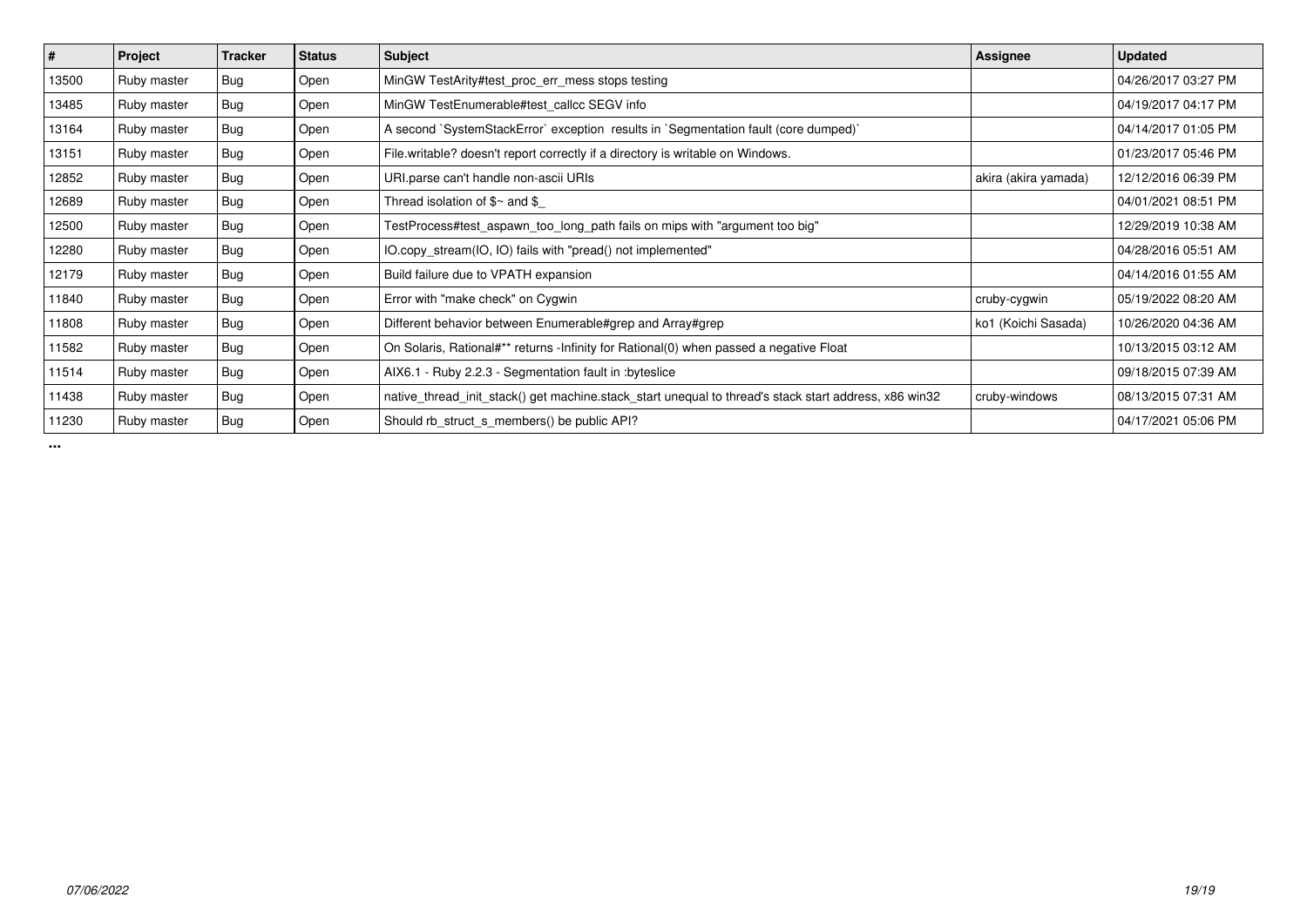| # | Project | Tracker | Status | Subject | Assignee | Updated |
| --- | --- | --- | --- | --- | --- | --- |
| 13500 | Ruby master | Bug | Open | MinGW TestArity#test_proc_err_mess stops testing | | 04/26/2017 03:27 PM |
| 13485 | Ruby master | Bug | Open | MinGW TestEnumerable#test_callcc SEGV info | | 04/19/2017 04:17 PM |
| 13164 | Ruby master | Bug | Open | A second `SystemStackError` exception results in `Segmentation fault (core dumped)` | | 04/14/2017 01:05 PM |
| 13151 | Ruby master | Bug | Open | File.writable? doesn't report correctly if a directory is writable on Windows. | | 01/23/2017 05:46 PM |
| 12852 | Ruby master | Bug | Open | URI.parse can't handle non-ascii URIs | akira (akira yamada) | 12/12/2016 06:39 PM |
| 12689 | Ruby master | Bug | Open | Thread isolation of $~ and $_ | | 04/01/2021 08:51 PM |
| 12500 | Ruby master | Bug | Open | TestProcess#test_aspawn_too_long_path fails on mips with "argument too big" | | 12/29/2019 10:38 AM |
| 12280 | Ruby master | Bug | Open | IO.copy_stream(IO, IO) fails with "pread() not implemented" | | 04/28/2016 05:51 AM |
| 12179 | Ruby master | Bug | Open | Build failure due to VPATH expansion | | 04/14/2016 01:55 AM |
| 11840 | Ruby master | Bug | Open | Error with "make check" on Cygwin | cruby-cygwin | 05/19/2022 08:20 AM |
| 11808 | Ruby master | Bug | Open | Different behavior between Enumerable#grep and Array#grep | ko1 (Koichi Sasada) | 10/26/2020 04:36 AM |
| 11582 | Ruby master | Bug | Open | On Solaris, Rational#** returns -Infinity for Rational(0) when passed a negative Float | | 10/13/2015 03:12 AM |
| 11514 | Ruby master | Bug | Open | AIX6.1 - Ruby 2.2.3 - Segmentation fault in :byteslice | | 09/18/2015 07:39 AM |
| 11438 | Ruby master | Bug | Open | native_thread_init_stack() get machine.stack_start unequal to thread's stack start address, x86 win32 | cruby-windows | 08/13/2015 07:31 AM |
| 11230 | Ruby master | Bug | Open | Should rb_struct_s_members() be public API? | | 04/17/2021 05:06 PM |

...